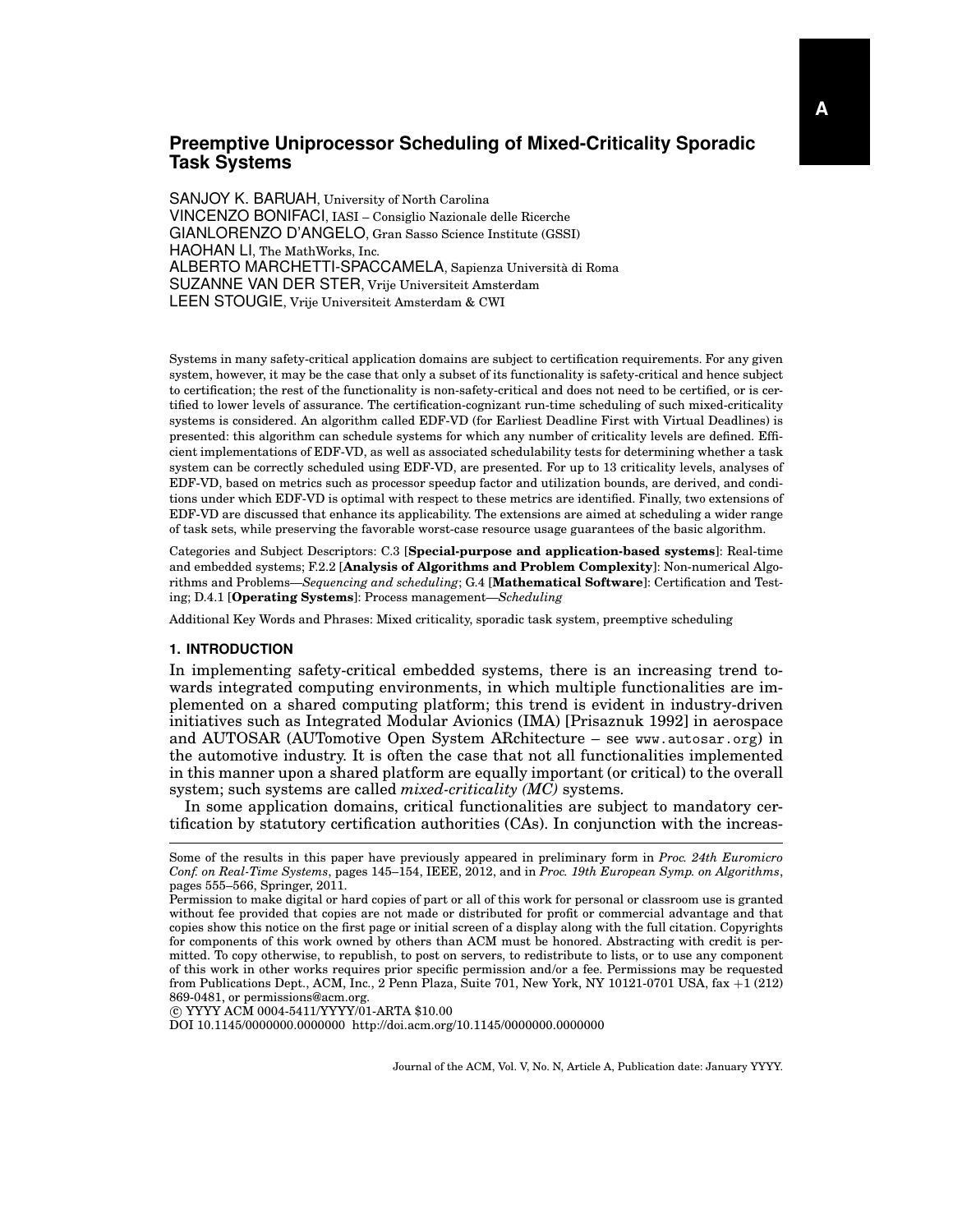# Preemptive Uniprocessor Scheduling of Mixed-Criticality Sporadic Task Systems

SANJOY K. BARUAH, University of North Carolina
VINCENZO BONIFACI, IASI – Consiglio Nazionale delle Ricerche
GIANLORENZO D'ANGELO, Gran Sasso Science Institute (GSSI)
HAOHAN LI, The MathWorks, Inc.
ALBERTO MARCHETTI-SPACCAMELA, Sapienza Università di Roma
SUZANNE VAN DER STER, Vrije Universiteit Amsterdam
LEEN STOUGIE, Vrije Universiteit Amsterdam & CWI

Systems in many safety-critical application domains are subject to certification requirements. For any given system, however, it may be the case that only a subset of its functionality is safety-critical and hence subject to certification; the rest of the functionality is non-safety-critical and does not need to be certified, or is certified to lower levels of assurance. The certification-cognizant run-time scheduling of such mixed-criticality systems is considered. An algorithm called EDF-VD (for Earliest Deadline First with Virtual Deadlines) is presented: this algorithm can schedule systems for which any number of criticality levels are defined. Efficient implementations of EDF-VD, as well as associated schedulability tests for determining whether a task system can be correctly scheduled using EDF-VD, are presented. For up to 13 criticality levels, analyses of EDF-VD, based on metrics such as processor speedup factor and utilization bounds, are derived, and conditions under which EDF-VD is optimal with respect to these metrics are identified. Finally, two extensions of EDF-VD are discussed that enhance its applicability. The extensions are aimed at scheduling a wider range of task sets, while preserving the favorable worst-case resource usage guarantees of the basic algorithm.

Categories and Subject Descriptors: C.3 [**Special-purpose and application-based systems**]: Real-time and embedded systems; F.2.2 [**Analysis of Algorithms and Problem Complexity**]: Non-numerical Algorithms and Problems—*Sequencing and scheduling*; G.4 [**Mathematical Software**]: Certification and Testing; D.4.1 [**Operating Systems**]: Process management—*Scheduling*

Additional Key Words and Phrases: Mixed criticality, sporadic task system, preemptive scheduling

## 1. INTRODUCTION

In implementing safety-critical embedded systems, there is an increasing trend towards integrated computing environments, in which multiple functionalities are implemented on a shared computing platform; this trend is evident in industry-driven initiatives such as Integrated Modular Avionics (IMA) [Prisaznuk 1992] in aerospace and AUTOSAR (AUTomotive Open System ARchitecture – see www.autosar.org) in the automotive industry. It is often the case that not all functionalities implemented in this manner upon a shared platform are equally important (or critical) to the overall system; such systems are called *mixed-criticality (MC)* systems.

In some application domains, critical functionalities are subject to mandatory certification by statutory certification authorities (CAs). In conjunction with the increas-

Some of the results in this paper have previously appeared in preliminary form in *Proc. 24th Euromicro Conf. on Real-Time Systems*, pages 145–154, IEEE, 2012, and in *Proc. 19th European Symp. on Algorithms*, pages 555–566, Springer, 2011.

Permission to make digital or hard copies of part or all of this work for personal or classroom use is granted without fee provided that copies are not made or distributed for profit or commercial advantage and that copies show this notice on the first page or initial screen of a display along with the full citation. Copyrights for components of this work owned by others than ACM must be honored. Abstracting with credit is permitted. To copy otherwise, to republish, to post on servers, to redistribute to lists, or to use any component of this work in other works requires prior specific permission and/or a fee. Permissions may be requested from Publications Dept., ACM, Inc., 2 Penn Plaza, Suite 701, New York, NY 10121-0701 USA, fax +1 (212) 869-0481, or permissions@acm.org.

© YYYY ACM 0004-5411/YYYY/01-ARTA $10.00

DOI 10.1145/0000000.0000000 http://doi.acm.org/10.1145/0000000.0000000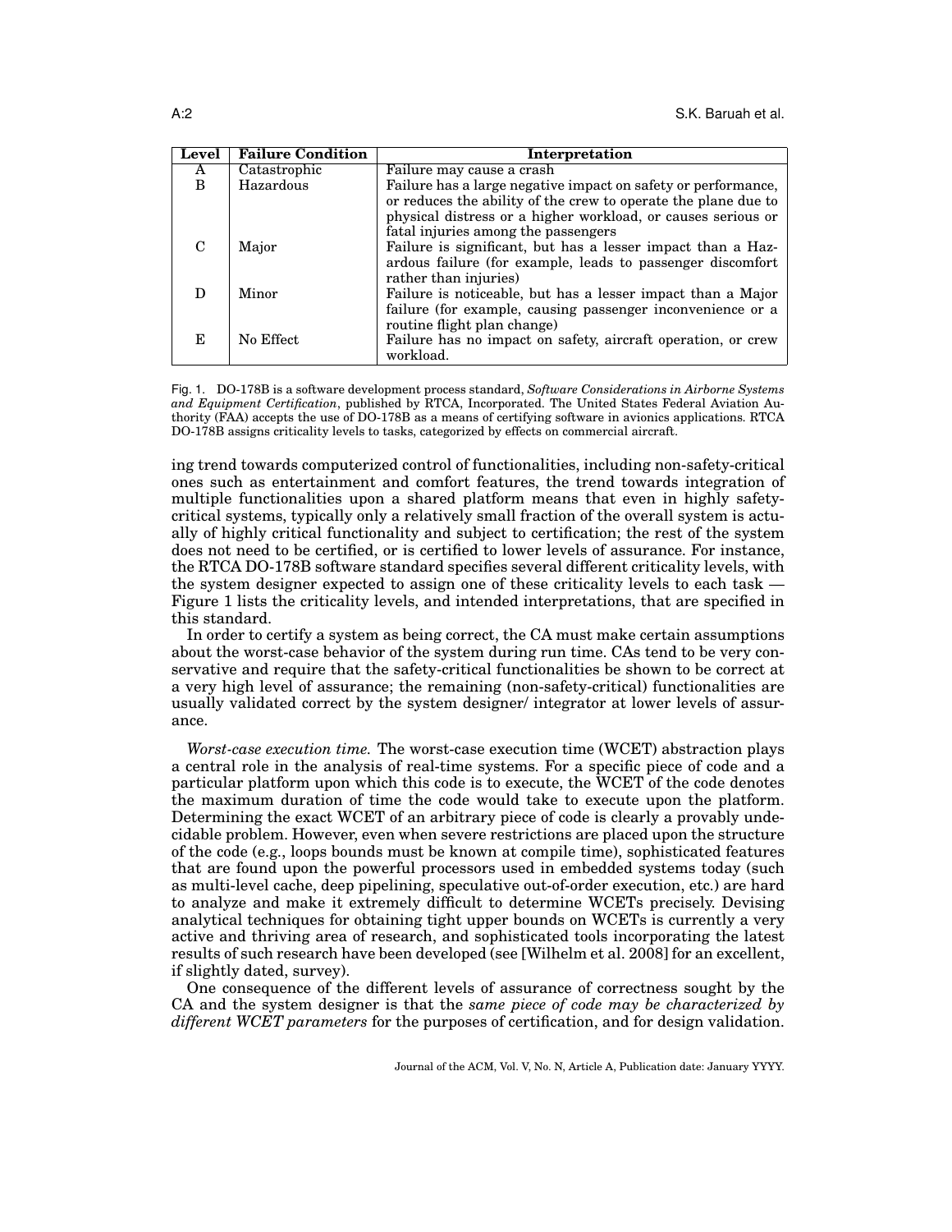| Level | Failure Condition | Interpretation |
| --- | --- | --- |
| A | Catastrophic | Failure may cause a crash |
| B | Hazardous | Failure has a large negative impact on safety or performance, or reduces the ability of the crew to operate the plane due to physical distress or a higher workload, or causes serious or fatal injuries among the passengers |
| C | Major | Failure is significant, but has a lesser impact than a Hazardous failure (for example, leads to passenger discomfort rather than injuries) |
| D | Minor | Failure is noticeable, but has a lesser impact than a Major failure (for example, causing passenger inconvenience or a routine flight plan change) |
| E | No Effect | Failure has no impact on safety, aircraft operation, or crew workload. |

Fig. 1. DO-178B is a software development process standard, *Software Considerations in Airborne Systems and Equipment Certification*, published by RTCA, Incorporated. The United States Federal Aviation Authority (FAA) accepts the use of DO-178B as a means of certifying software in avionics applications. RTCA DO-178B assigns criticality levels to tasks, categorized by effects on commercial aircraft.

ing trend towards computerized control of functionalities, including non-safety-critical ones such as entertainment and comfort features, the trend towards integration of multiple functionalities upon a shared platform means that even in highly safety-critical systems, typically only a relatively small fraction of the overall system is actually of highly critical functionality and subject to certification; the rest of the system does not need to be certified, or is certified to lower levels of assurance. For instance, the RTCA DO-178B software standard specifies several different criticality levels, with the system designer expected to assign one of these criticality levels to each task — Figure 1 lists the criticality levels, and intended interpretations, that are specified in this standard.

In order to certify a system as being correct, the CA must make certain assumptions about the worst-case behavior of the system during run time. CAs tend to be very conservative and require that the safety-critical functionalities be shown to be correct at a very high level of assurance; the remaining (non-safety-critical) functionalities are usually validated correct by the system designer/ integrator at lower levels of assurance.

*Worst-case execution time.* The worst-case execution time (WCET) abstraction plays a central role in the analysis of real-time systems. For a specific piece of code and a particular platform upon which this code is to execute, the WCET of the code denotes the maximum duration of time the code would take to execute upon the platform. Determining the exact WCET of an arbitrary piece of code is clearly a provably undecidable problem. However, even when severe restrictions are placed upon the structure of the code (e.g., loops bounds must be known at compile time), sophisticated features that are found upon the powerful processors used in embedded systems today (such as multi-level cache, deep pipelining, speculative out-of-order execution, etc.) are hard to analyze and make it extremely difficult to determine WCETs precisely. Devising analytical techniques for obtaining tight upper bounds on WCETs is currently a very active and thriving area of research, and sophisticated tools incorporating the latest results of such research have been developed (see [Wilhelm et al. 2008] for an excellent, if slightly dated, survey).

One consequence of the different levels of assurance of correctness sought by the CA and the system designer is that the *same piece of code may be characterized by different WCET parameters* for the purposes of certification, and for design validation.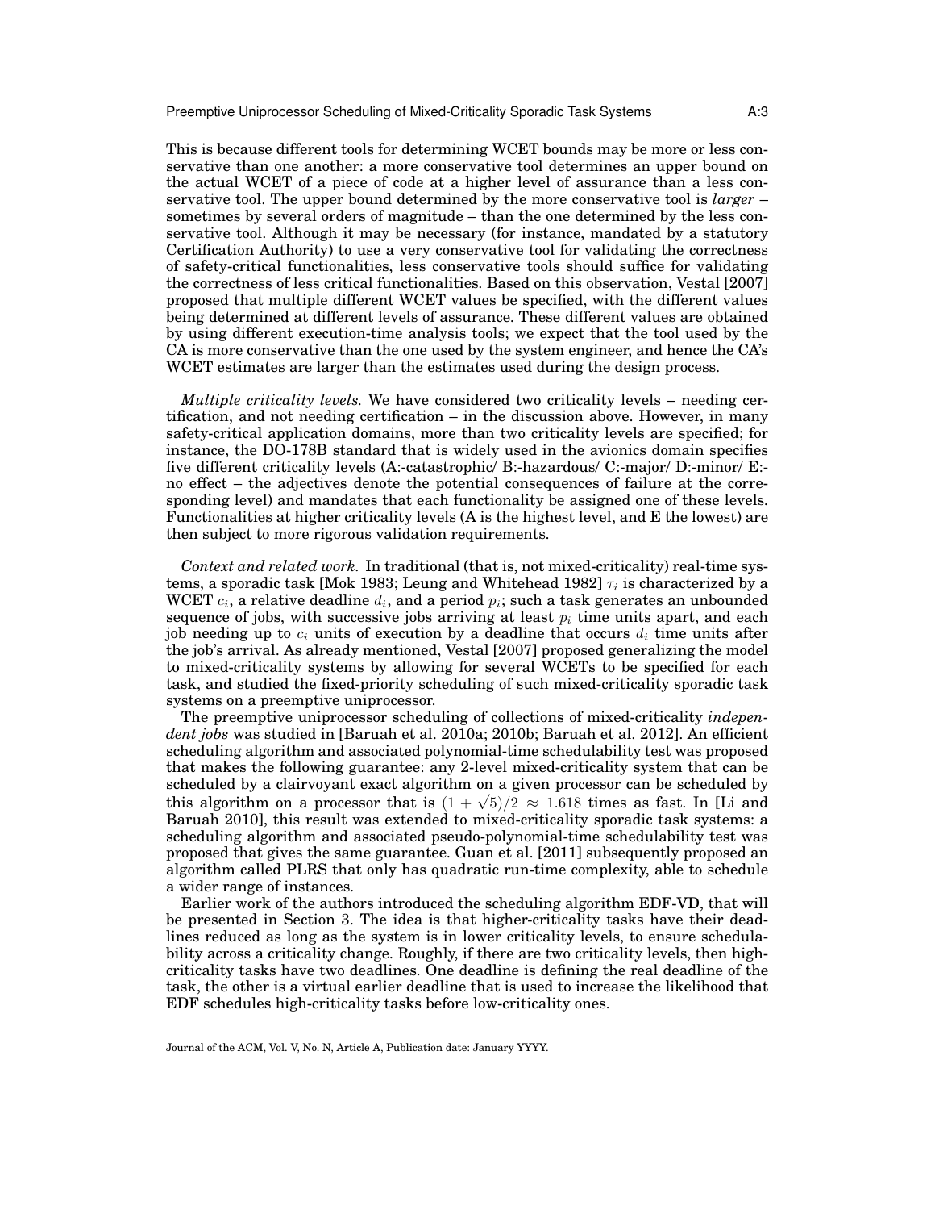This is because different tools for determining WCET bounds may be more or less conservative than one another: a more conservative tool determines an upper bound on the actual WCET of a piece of code at a higher level of assurance than a less conservative tool. The upper bound determined by the more conservative tool is *larger* – sometimes by several orders of magnitude – than the one determined by the less conservative tool. Although it may be necessary (for instance, mandated by a statutory Certification Authority) to use a very conservative tool for validating the correctness of safety-critical functionalities, less conservative tools should suffice for validating the correctness of less critical functionalities. Based on this observation, Vestal [2007] proposed that multiple different WCET values be specified, with the different values being determined at different levels of assurance. These different values are obtained by using different execution-time analysis tools; we expect that the tool used by the CA is more conservative than the one used by the system engineer, and hence the CA's WCET estimates are larger than the estimates used during the design process.

*Multiple criticality levels.* We have considered two criticality levels – needing certification, and not needing certification – in the discussion above. However, in many safety-critical application domains, more than two criticality levels are specified; for instance, the DO-178B standard that is widely used in the avionics domain specifies five different criticality levels (A:-catastrophic/ B:-hazardous/ C:-major/ D:-minor/ E:-no effect – the adjectives denote the potential consequences of failure at the corresponding level) and mandates that each functionality be assigned one of these levels. Functionalities at higher criticality levels (A is the highest level, and E the lowest) are then subject to more rigorous validation requirements.

*Context and related work.* In traditional (that is, not mixed-criticality) real-time systems, a sporadic task [Mok 1983; Leung and Whitehead 1982] $\tau_i$ is characterized by a WCET $c_i$, a relative deadline $d_i$, and a period $p_i$; such a task generates an unbounded sequence of jobs, with successive jobs arriving at least $p_i$ time units apart, and each job needing up to $c_i$ units of execution by a deadline that occurs $d_i$ time units after the job's arrival. As already mentioned, Vestal [2007] proposed generalizing the model to mixed-criticality systems by allowing for several WCETs to be specified for each task, and studied the fixed-priority scheduling of such mixed-criticality sporadic task systems on a preemptive uniprocessor.

The preemptive uniprocessor scheduling of collections of mixed-criticality *independent jobs* was studied in [Baruah et al. 2010a; 2010b; Baruah et al. 2012]. An efficient scheduling algorithm and associated polynomial-time schedulability test was proposed that makes the following guarantee: any 2-level mixed-criticality system that can be scheduled by a clairvoyant exact algorithm on a given processor can be scheduled by this algorithm on a processor that is $(1 + \sqrt{5})/2 \approx 1.618$ times as fast. In [Li and Baruah 2010], this result was extended to mixed-criticality sporadic task systems: a scheduling algorithm and associated pseudo-polynomial-time schedulability test was proposed that gives the same guarantee. Guan et al. [2011] subsequently proposed an algorithm called PLRS that only has quadratic run-time complexity, able to schedule a wider range of instances.

Earlier work of the authors introduced the scheduling algorithm EDF-VD, that will be presented in Section 3. The idea is that higher-criticality tasks have their deadlines reduced as long as the system is in lower criticality levels, to ensure schedulability across a criticality change. Roughly, if there are two criticality levels, then high-criticality tasks have two deadlines. One deadline is defining the real deadline of the task, the other is a virtual earlier deadline that is used to increase the likelihood that EDF schedules high-criticality tasks before low-criticality ones.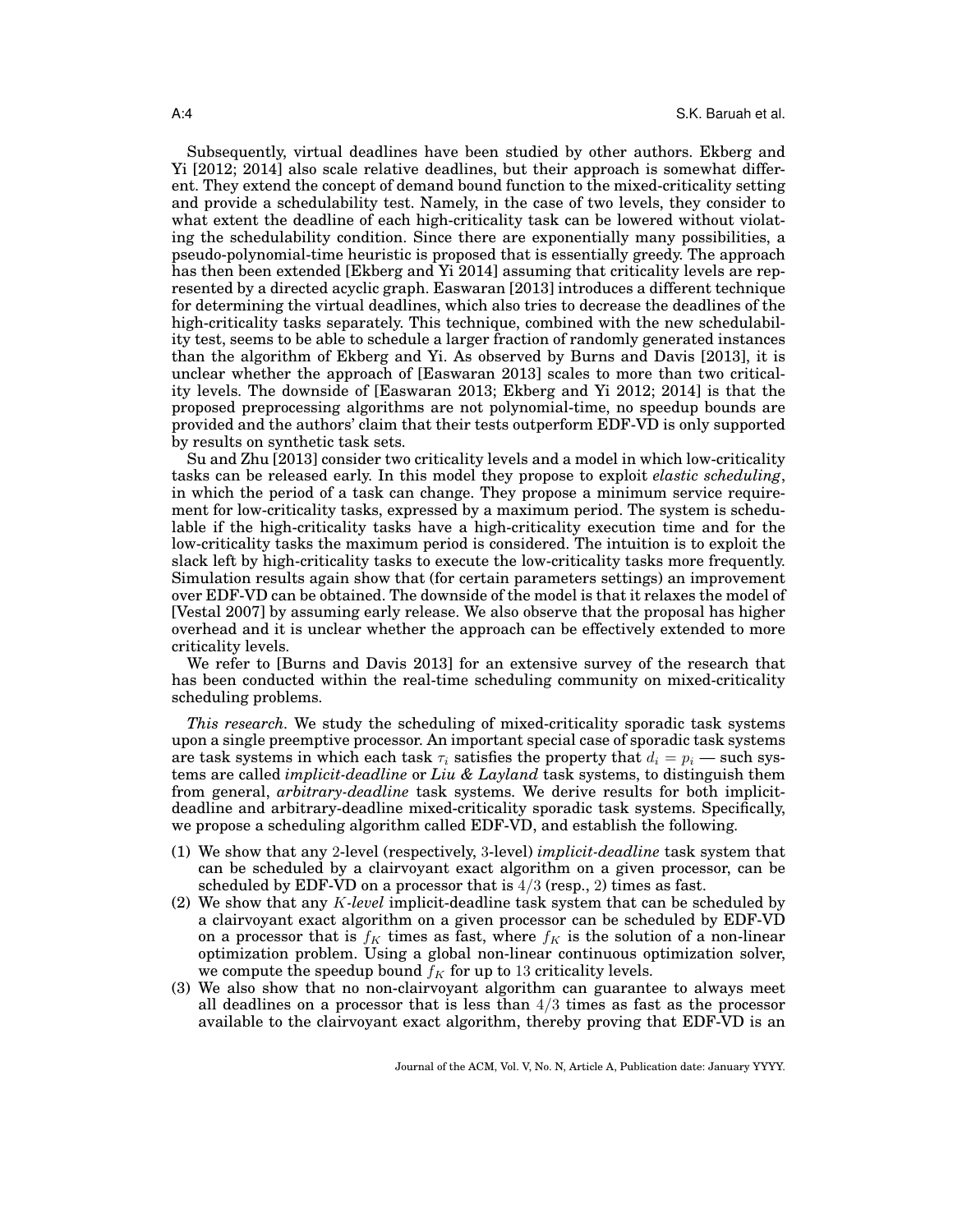Subsequently, virtual deadlines have been studied by other authors. Ekberg and Yi [2012; 2014] also scale relative deadlines, but their approach is somewhat different. They extend the concept of demand bound function to the mixed-criticality setting and provide a schedulability test. Namely, in the case of two levels, they consider to what extent the deadline of each high-criticality task can be lowered without violating the schedulability condition. Since there are exponentially many possibilities, a pseudo-polynomial-time heuristic is proposed that is essentially greedy. The approach has then been extended [Ekberg and Yi 2014] assuming that criticality levels are represented by a directed acyclic graph. Easwaran [2013] introduces a different technique for determining the virtual deadlines, which also tries to decrease the deadlines of the high-criticality tasks separately. This technique, combined with the new schedulability test, seems to be able to schedule a larger fraction of randomly generated instances than the algorithm of Ekberg and Yi. As observed by Burns and Davis [2013], it is unclear whether the approach of [Easwaran 2013] scales to more than two criticality levels. The downside of [Easwaran 2013; Ekberg and Yi 2012; 2014] is that the proposed preprocessing algorithms are not polynomial-time, no speedup bounds are provided and the authors' claim that their tests outperform EDF-VD is only supported by results on synthetic task sets.

Su and Zhu [2013] consider two criticality levels and a model in which low-criticality tasks can be released early. In this model they propose to exploit *elastic scheduling*, in which the period of a task can change. They propose a minimum service requirement for low-criticality tasks, expressed by a maximum period. The system is schedulable if the high-criticality tasks have a high-criticality execution time and for the low-criticality tasks the maximum period is considered. The intuition is to exploit the slack left by high-criticality tasks to execute the low-criticality tasks more frequently. Simulation results again show that (for certain parameters settings) an improvement over EDF-VD can be obtained. The downside of the model is that it relaxes the model of [Vestal 2007] by assuming early release. We also observe that the proposal has higher overhead and it is unclear whether the approach can be effectively extended to more criticality levels.

We refer to [Burns and Davis 2013] for an extensive survey of the research that has been conducted within the real-time scheduling community on mixed-criticality scheduling problems.

*This research.* We study the scheduling of mixed-criticality sporadic task systems upon a single preemptive processor. An important special case of sporadic task systems are task systems in which each task $\tau_i$ satisfies the property that $d_i = p_i$ — such systems are called *implicit-deadline* or *Liu & Layland* task systems, to distinguish them from general, *arbitrary-deadline* task systems. We derive results for both implicit-deadline and arbitrary-deadline mixed-criticality sporadic task systems. Specifically, we propose a scheduling algorithm called EDF-VD, and establish the following.

(1) We show that any 2-level (respectively, 3-level) *implicit-deadline* task system that can be scheduled by a clairvoyant exact algorithm on a given processor, can be scheduled by EDF-VD on a processor that is $4/3$ (resp., 2) times as fast.
(2) We show that any *K-level* implicit-deadline task system that can be scheduled by a clairvoyant exact algorithm on a given processor can be scheduled by EDF-VD on a processor that is $f_K$ times as fast, where $f_K$ is the solution of a non-linear optimization problem. Using a global non-linear continuous optimization solver, we compute the speedup bound $f_K$ for up to 13 criticality levels.
(3) We also show that no non-clairvoyant algorithm can guarantee to always meet all deadlines on a processor that is less than $4/3$ times as fast as the processor available to the clairvoyant exact algorithm, thereby proving that EDF-VD is an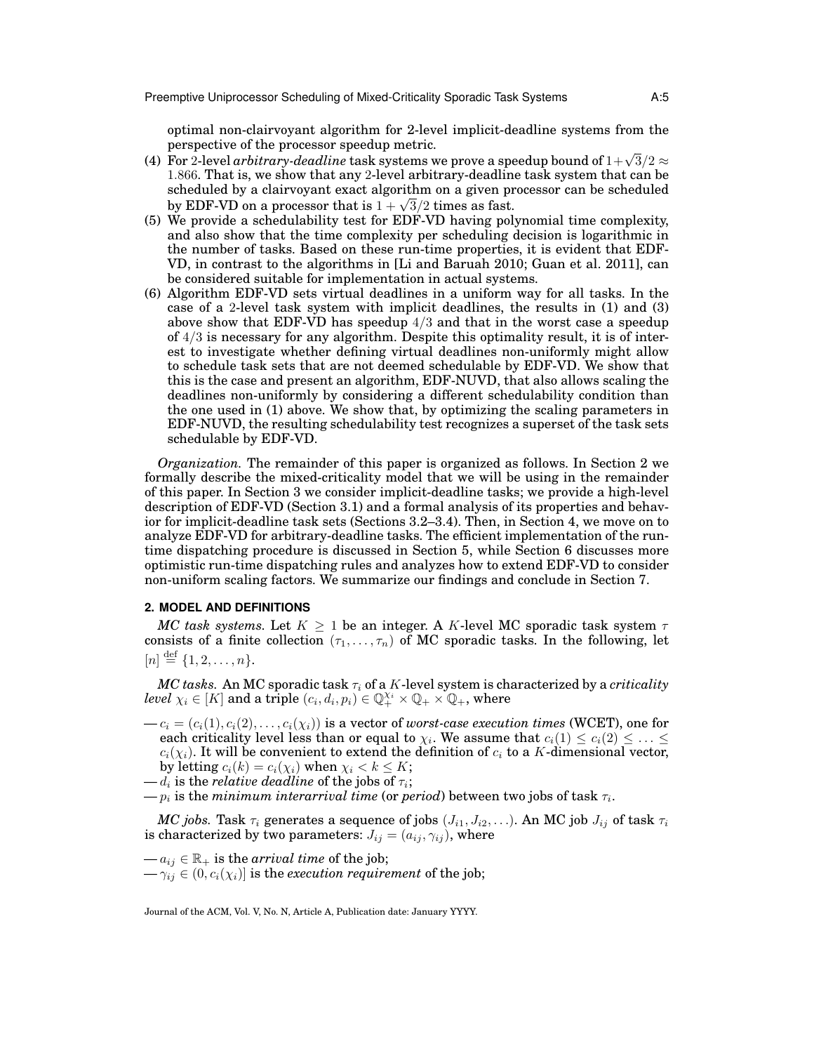optimal non-clairvoyant algorithm for 2-level implicit-deadline systems from the perspective of the processor speedup metric.

(4) For 2-level *arbitrary-deadline* task systems we prove a speedup bound of $1+\sqrt{3}/2 \approx 1.866$. That is, we show that any 2-level arbitrary-deadline task system that can be scheduled by a clairvoyant exact algorithm on a given processor can be scheduled by EDF-VD on a processor that is $1+\sqrt{3}/2$ times as fast.

(5) We provide a schedulability test for EDF-VD having polynomial time complexity, and also show that the time complexity per scheduling decision is logarithmic in the number of tasks. Based on these run-time properties, it is evident that EDF-VD, in contrast to the algorithms in [Li and Baruah 2010; Guan et al. 2011], can be considered suitable for implementation in actual systems.

(6) Algorithm EDF-VD sets virtual deadlines in a uniform way for all tasks. In the case of a 2-level task system with implicit deadlines, the results in (1) and (3) above show that EDF-VD has speedup $4/3$ and that in the worst case a speedup of $4/3$ is necessary for any algorithm. Despite this optimality result, it is of interest to investigate whether defining virtual deadlines non-uniformly might allow to schedule task sets that are not deemed schedulable by EDF-VD. We show that this is the case and present an algorithm, EDF-NUVD, that also allows scaling the deadlines non-uniformly by considering a different schedulability condition than the one used in (1) above. We show that, by optimizing the scaling parameters in EDF-NUVD, the resulting schedulability test recognizes a superset of the task sets schedulable by EDF-VD.

*Organization.* The remainder of this paper is organized as follows. In Section 2 we formally describe the mixed-criticality model that we will be using in the remainder of this paper. In Section 3 we consider implicit-deadline tasks; we provide a high-level description of EDF-VD (Section 3.1) and a formal analysis of its properties and behavior for implicit-deadline task sets (Sections 3.2–3.4). Then, in Section 4, we move on to analyze EDF-VD for arbitrary-deadline tasks. The efficient implementation of the run-time dispatching procedure is discussed in Section 5, while Section 6 discusses more optimistic run-time dispatching rules and analyzes how to extend EDF-VD to consider non-uniform scaling factors. We summarize our findings and conclude in Section 7.

## 2. MODEL AND DEFINITIONS

***MC task systems.*** Let $K \geq 1$ be an integer. A $K$-level MC sporadic task system $\tau$ consists of a finite collection $(\tau_1, \ldots, \tau_n)$ of MC sporadic tasks. In the following, let $[n] \stackrel{\text{def}}{=} \{1, 2, \ldots, n\}$.

***MC tasks.*** An MC sporadic task $\tau_i$ of a $K$-level system is characterized by a *criticality level* $\chi_i \in [K]$ and a triple $(c_i, d_i, p_i) \in \mathbb{Q}_+^{\chi_i} \times \mathbb{Q}_+ \times \mathbb{Q}_+$, where

— $c_i = (c_i(1), c_i(2), \ldots, c_i(\chi_i))$ is a vector of *worst-case execution times* (WCET), one for each criticality level less than or equal to $\chi_i$. We assume that $c_i(1) \leq c_i(2) \leq \ldots \leq c_i(\chi_i)$. It will be convenient to extend the definition of $c_i$ to a $K$-dimensional vector, by letting $c_i(k) = c_i(\chi_i)$ when $\chi_i < k \leq K$;

— $d_i$ is the *relative deadline* of the jobs of $\tau_i$;

— $p_i$ is the *minimum interarrival time* (or *period*) between two jobs of task $\tau_i$.

***MC jobs.*** Task $\tau_i$ generates a sequence of jobs $(J_{i1}, J_{i2}, \ldots)$. An MC job $J_{ij}$ of task $\tau_i$ is characterized by two parameters: $J_{ij} = (a_{ij}, \gamma_{ij})$, where

— $a_{ij} \in \mathbb{R}_+$ is the *arrival time* of the job;

— $\gamma_{ij} \in (0, c_i(\chi_i)]$ is the *execution requirement* of the job;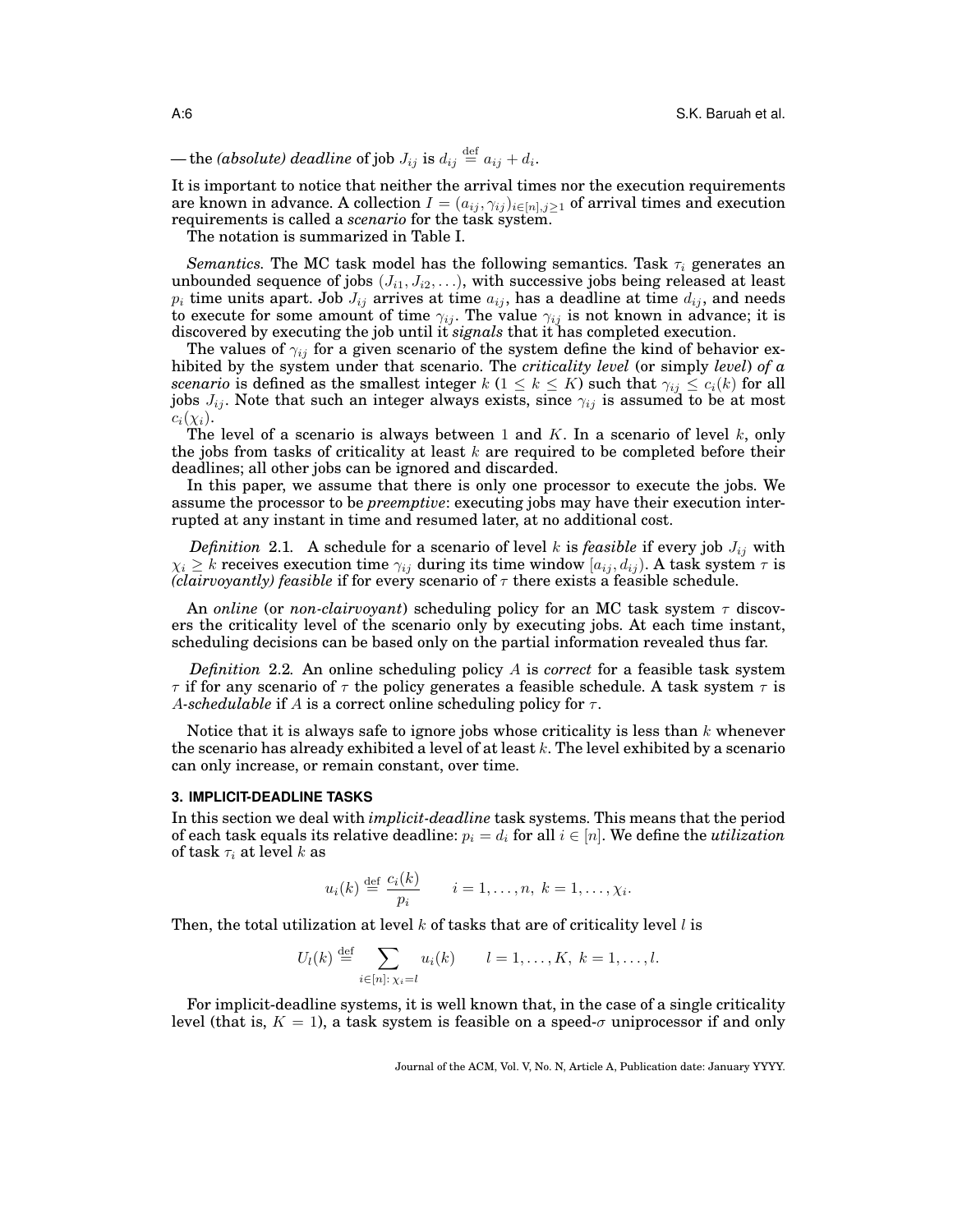— the *(absolute) deadline* of job $J_{ij}$ is $d_{ij} \stackrel{\text{def}}{=} a_{ij} + d_i$.

It is important to notice that neither the arrival times nor the execution requirements are known in advance. A collection $I = (a_{ij}, \gamma_{ij})_{i \in [n], j \geq 1}$ of arrival times and execution requirements is called a *scenario* for the task system.

The notation is summarized in Table I.

*Semantics.* The MC task model has the following semantics. Task $\tau_i$ generates an unbounded sequence of jobs $(J_{i1}, J_{i2}, \ldots)$, with successive jobs being released at least $p_i$ time units apart. Job $J_{ij}$ arrives at time $a_{ij}$, has a deadline at time $d_{ij}$, and needs to execute for some amount of time $\gamma_{ij}$. The value $\gamma_{ij}$ is not known in advance; it is discovered by executing the job until it *signals* that it has completed execution.

The values of $\gamma_{ij}$ for a given scenario of the system define the kind of behavior exhibited by the system under that scenario. The *criticality level* (or simply *level*) *of a scenario* is defined as the smallest integer $k$ ($1 \leq k \leq K$) such that $\gamma_{ij} \leq c_i(k)$ for all jobs $J_{ij}$. Note that such an integer always exists, since $\gamma_{ij}$ is assumed to be at most $c_i(\chi_i)$.

The level of a scenario is always between 1 and $K$. In a scenario of level $k$, only the jobs from tasks of criticality at least $k$ are required to be completed before their deadlines; all other jobs can be ignored and discarded.

In this paper, we assume that there is only one processor to execute the jobs. We assume the processor to be *preemptive*: executing jobs may have their execution interrupted at any instant in time and resumed later, at no additional cost.

*Definition* 2.1. A schedule for a scenario of level $k$ is *feasible* if every job $J_{ij}$ with $\chi_i \geq k$ receives execution time $\gamma_{ij}$ during its time window $[a_{ij}, d_{ij})$. A task system $\tau$ is *(clairvoyantly) feasible* if for every scenario of $\tau$ there exists a feasible schedule.

An *online* (or *non-clairvoyant*) scheduling policy for an MC task system $\tau$ discovers the criticality level of the scenario only by executing jobs. At each time instant, scheduling decisions can be based only on the partial information revealed thus far.

*Definition* 2.2. An online scheduling policy $A$ is *correct* for a feasible task system $\tau$ if for any scenario of $\tau$ the policy generates a feasible schedule. A task system $\tau$ is *$A$-schedulable* if $A$ is a correct online scheduling policy for $\tau$.

Notice that it is always safe to ignore jobs whose criticality is less than $k$ whenever the scenario has already exhibited a level of at least $k$. The level exhibited by a scenario can only increase, or remain constant, over time.

## 3. IMPLICIT-DEADLINE TASKS

In this section we deal with *implicit-deadline* task systems. This means that the period of each task equals its relative deadline: $p_i = d_i$ for all $i \in [n]$. We define the *utilization* of task $\tau_i$ at level $k$ as

$$u_i(k) \stackrel{\text{def}}{=} \frac{c_i(k)}{p_i} \qquad i = 1, \ldots, n, \ k = 1, \ldots, \chi_i.$$

Then, the total utilization at level $k$ of tasks that are of criticality level $l$ is

$$U_l(k) \stackrel{\text{def}}{=} \sum_{i \in [n]:\, \chi_i = l} u_i(k) \qquad l = 1, \ldots, K, \ k = 1, \ldots, l.$$

For implicit-deadline systems, it is well known that, in the case of a single criticality level (that is, $K = 1$), a task system is feasible on a speed-$\sigma$ uniprocessor if and only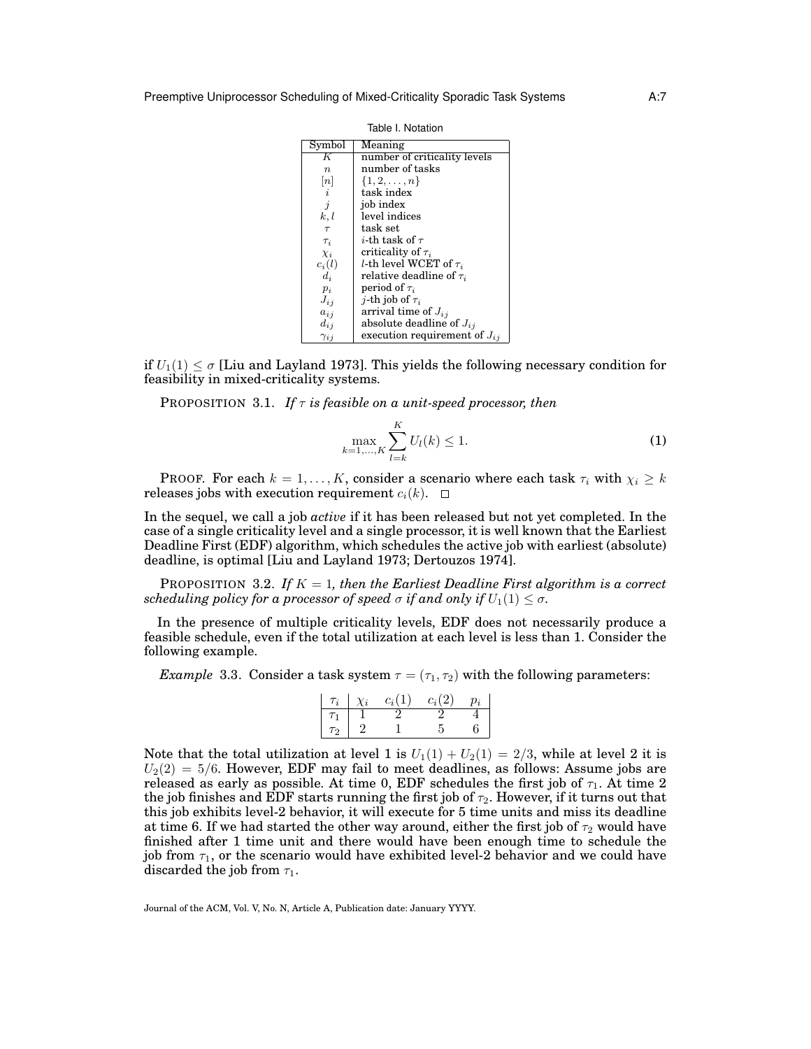Table I. Notation

| Symbol | Meaning |
|---|---|
| $K$ | number of criticality levels |
| $n$ | number of tasks |
| $[n]$ | $\{1, 2, \ldots, n\}$ |
| $i$ | task index |
| $j$ | job index |
| $k, l$ | level indices |
| $\tau$ | task set |
| $\tau_i$ | $i$-th task of $\tau$ |
| $\chi_i$ | criticality of $\tau_i$ |
| $c_i(l)$ | $l$-th level WCET of $\tau_i$ |
| $d_i$ | relative deadline of $\tau_i$ |
| $p_i$ | period of $\tau_i$ |
| $J_{ij}$ | $j$-th job of $\tau_i$ |
| $a_{ij}$ | arrival time of $J_{ij}$ |
| $d_{ij}$ | absolute deadline of $J_{ij}$ |
| $\gamma_{ij}$ | execution requirement of $J_{ij}$ |

if $U_1(1) \leq \sigma$ [Liu and Layland 1973]. This yields the following necessary condition for feasibility in mixed-criticality systems.

PROPOSITION 3.1. *If $\tau$ is feasible on a unit-speed processor, then*

$$\max_{k=1,\ldots,K} \sum_{l=k}^{K} U_l(k) \leq 1. \tag{1}$$

PROOF. For each $k = 1, \ldots, K$, consider a scenario where each task $\tau_i$ with $\chi_i \geq k$ releases jobs with execution requirement $c_i(k)$. □

In the sequel, we call a job *active* if it has been released but not yet completed. In the case of a single criticality level and a single processor, it is well known that the Earliest Deadline First (EDF) algorithm, which schedules the active job with earliest (absolute) deadline, is optimal [Liu and Layland 1973; Dertouzos 1974].

PROPOSITION 3.2. *If $K = 1$, then the Earliest Deadline First algorithm is a correct scheduling policy for a processor of speed $\sigma$ if and only if $U_1(1) \leq \sigma$.*

In the presence of multiple criticality levels, EDF does not necessarily produce a feasible schedule, even if the total utilization at each level is less than 1. Consider the following example.

*Example* 3.3. Consider a task system $\tau = (\tau_1, \tau_2)$ with the following parameters:

| $\tau_i$ | $\chi_i$ | $c_i(1)$ | $c_i(2)$ | $p_i$ |
|---|---|---|---|---|
| $\tau_1$ | 1 | 2 | 2 | 4 |
| $\tau_2$ | 2 | 1 | 5 | 6 |

Note that the total utilization at level 1 is $U_1(1) + U_2(1) = 2/3$, while at level 2 it is $U_2(2) = 5/6$. However, EDF may fail to meet deadlines, as follows: Assume jobs are released as early as possible. At time 0, EDF schedules the first job of $\tau_1$. At time 2 the job finishes and EDF starts running the first job of $\tau_2$. However, if it turns out that this job exhibits level-2 behavior, it will execute for 5 time units and miss its deadline at time 6. If we had started the other way around, either the first job of $\tau_2$ would have finished after 1 time unit and there would have been enough time to schedule the job from $\tau_1$, or the scenario would have exhibited level-2 behavior and we could have discarded the job from $\tau_1$.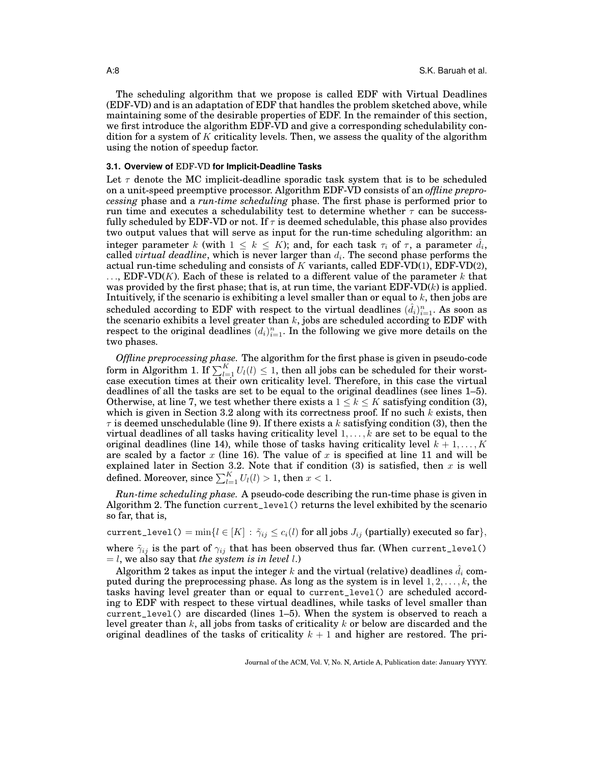The scheduling algorithm that we propose is called EDF with Virtual Deadlines (EDF-VD) and is an adaptation of EDF that handles the problem sketched above, while maintaining some of the desirable properties of EDF. In the remainder of this section, we first introduce the algorithm EDF-VD and give a corresponding schedulability condition for a system of $K$ criticality levels. Then, we assess the quality of the algorithm using the notion of speedup factor.

### 3.1. Overview of EDF-VD for Implicit-Deadline Tasks

Let $\tau$ denote the MC implicit-deadline sporadic task system that is to be scheduled on a unit-speed preemptive processor. Algorithm EDF-VD consists of an *offline preprocessing* phase and a *run-time scheduling* phase. The first phase is performed prior to run time and executes a schedulability test to determine whether $\tau$ can be successfully scheduled by EDF-VD or not. If $\tau$ is deemed schedulable, this phase also provides two output values that will serve as input for the run-time scheduling algorithm: an integer parameter $k$ (with $1 \leq k \leq K$); and, for each task $\tau_i$ of $\tau$, a parameter $\hat{d}_i$, called *virtual deadline*, which is never larger than $d_i$. The second phase performs the actual run-time scheduling and consists of $K$ variants, called EDF-VD(1), EDF-VD(2), $\ldots$, EDF-VD($K$). Each of these is related to a different value of the parameter $k$ that was provided by the first phase; that is, at run time, the variant EDF-VD($k$) is applied. Intuitively, if the scenario is exhibiting a level smaller than or equal to $k$, then jobs are scheduled according to EDF with respect to the virtual deadlines $(\hat{d}_i)_{i=1}^{n}$. As soon as the scenario exhibits a level greater than $k$, jobs are scheduled according to EDF with respect to the original deadlines $(d_i)_{i=1}^{n}$. In the following we give more details on the two phases.

*Offline preprocessing phase.* The algorithm for the first phase is given in pseudo-code form in Algorithm 1. If $\sum_{l=1}^{K} U_l(l) \leq 1$, then all jobs can be scheduled for their worst-case execution times at their own criticality level. Therefore, in this case the virtual deadlines of all the tasks are set to be equal to the original deadlines (see lines 1–5). Otherwise, at line 7, we test whether there exists a $1 \leq k \leq K$ satisfying condition (3), which is given in Section 3.2 along with its correctness proof. If no such $k$ exists, then $\tau$ is deemed unschedulable (line 9). If there exists a $k$ satisfying condition (3), then the virtual deadlines of all tasks having criticality level $1, \ldots, k$ are set to be equal to the original deadlines (line 14), while those of tasks having criticality level $k+1, \ldots, K$ are scaled by a factor $x$ (line 16). The value of $x$ is specified at line 11 and will be explained later in Section 3.2. Note that if condition (3) is satisfied, then $x$ is well defined. Moreover, since $\sum_{l=1}^{K} U_l(l) > 1$, then $x < 1$.

*Run-time scheduling phase.* A pseudo-code describing the run-time phase is given in Algorithm 2. The function `current_level()` returns the level exhibited by the scenario so far, that is,

$$\texttt{current\_level()} = \min\{l \in [K] : \tilde{\gamma}_{ij} \leq c_i(l) \text{ for all jobs } J_{ij} \text{ (partially) executed so far}\},$$

where $\tilde{\gamma}_{ij}$ is the part of $\gamma_{ij}$ that has been observed thus far. (When `current_level()` $= l$, we also say that *the system is in level* $l$.)

Algorithm 2 takes as input the integer $k$ and the virtual (relative) deadlines $\hat{d}_i$ computed during the preprocessing phase. As long as the system is in level $1, 2, \ldots, k$, the tasks having level greater than or equal to `current_level()` are scheduled according to EDF with respect to these virtual deadlines, while tasks of level smaller than `current_level()` are discarded (lines 1–5). When the system is observed to reach a level greater than $k$, all jobs from tasks of criticality $k$ or below are discarded and the original deadlines of the tasks of criticality $k+1$ and higher are restored. The pri-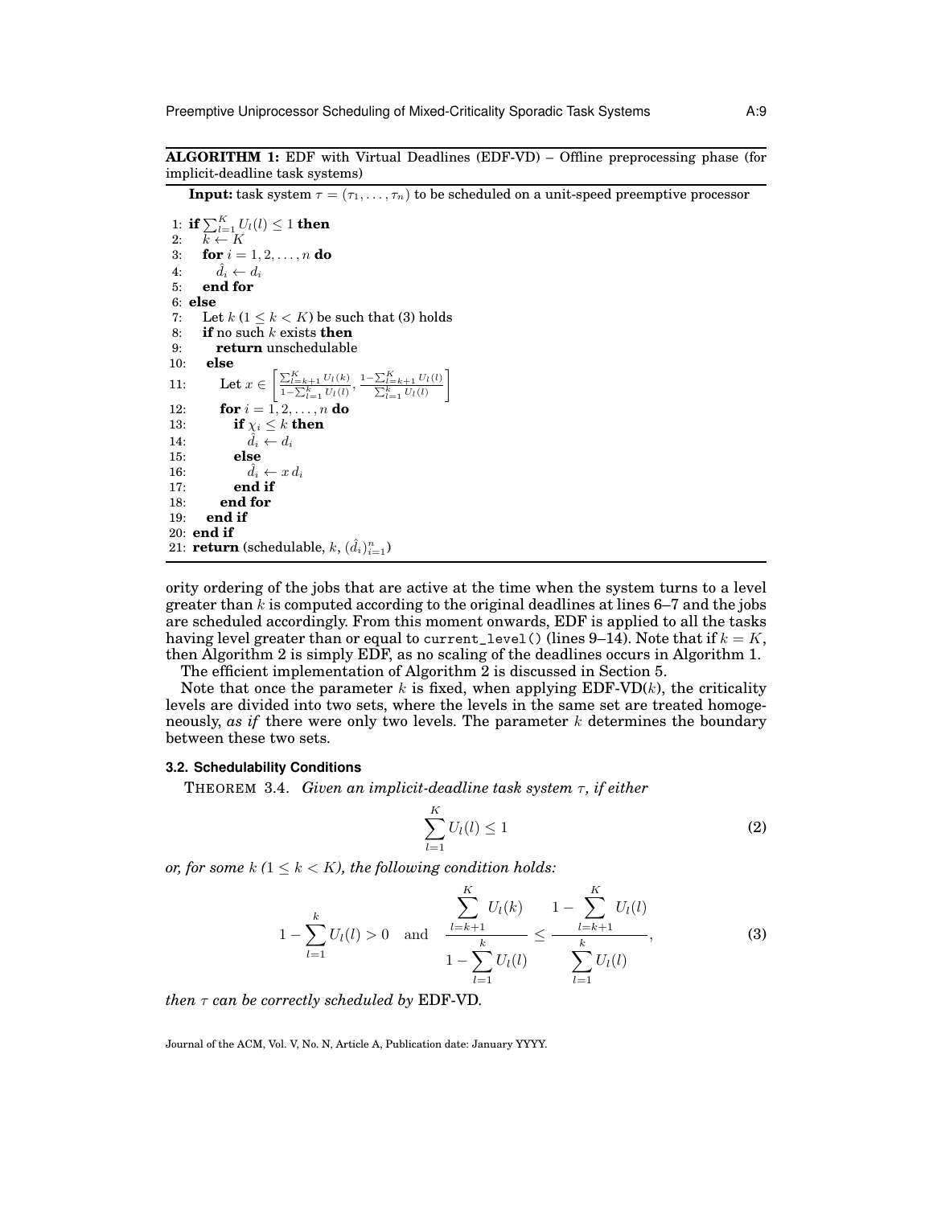**ALGORITHM 1:** EDF with Virtual Deadlines (EDF-VD) – Offline preprocessing phase (for implicit-deadline task systems)

```
Input: task system τ = (τ_1, ..., τ_n) to be scheduled on a unit-speed preemptive processor

 1: if Σ_{l=1}^{K} U_l(l) ≤ 1 then
 2:    k ← K
 3:    for i = 1, 2, ..., n do
 4:       d̂_i ← d_i
 5:    end for
 6: else
 7:    Let k (1 ≤ k < K) be such that (3) holds
 8:    if no such k exists then
 9:       return unschedulable
10:    else
11:       Let x ∈ [ Σ_{l=k+1}^{K} U_l(k) / (1 − Σ_{l=1}^{k} U_l(l)), (1 − Σ_{l=k+1}^{K} U_l(l)) / Σ_{l=1}^{k} U_l(l) ]
12:       for i = 1, 2, ..., n do
13:          if χ_i ≤ k then
14:             d̂_i ← d_i
15:          else
16:             d̂_i ← x d_i
17:          end if
18:       end for
19:    end if
20: end if
21: return (schedulable, k, (d̂_i)_{i=1}^{n})
```

ority ordering of the jobs that are active at the time when the system turns to a level greater than $k$ is computed according to the original deadlines at lines 6–7 and the jobs are scheduled accordingly. From this moment onwards, EDF is applied to all the tasks having level greater than or equal to `current_level()` (lines 9–14). Note that if $k = K$, then Algorithm 2 is simply EDF, as no scaling of the deadlines occurs in Algorithm 1.

The efficient implementation of Algorithm 2 is discussed in Section 5.

Note that once the parameter $k$ is fixed, when applying EDF-VD($k$), the criticality levels are divided into two sets, where the levels in the same set are treated homogeneously, *as if* there were only two levels. The parameter $k$ determines the boundary between these two sets.

### 3.2. Schedulability Conditions

THEOREM 3.4. *Given an implicit-deadline task system $\tau$, if either*

$$\sum_{l=1}^{K} U_l(l) \leq 1 \tag{2}$$

*or, for some $k$ ($1 \leq k < K$), the following condition holds:*

$$1 - \sum_{l=1}^{k} U_l(l) > 0 \quad \text{and} \quad \frac{\sum_{l=k+1}^{K} U_l(k)}{1 - \sum_{l=1}^{k} U_l(l)} \leq \frac{1 - \sum_{l=k+1}^{K} U_l(l)}{\sum_{l=1}^{k} U_l(l)}, \tag{3}$$

*then $\tau$ can be correctly scheduled by* EDF-VD.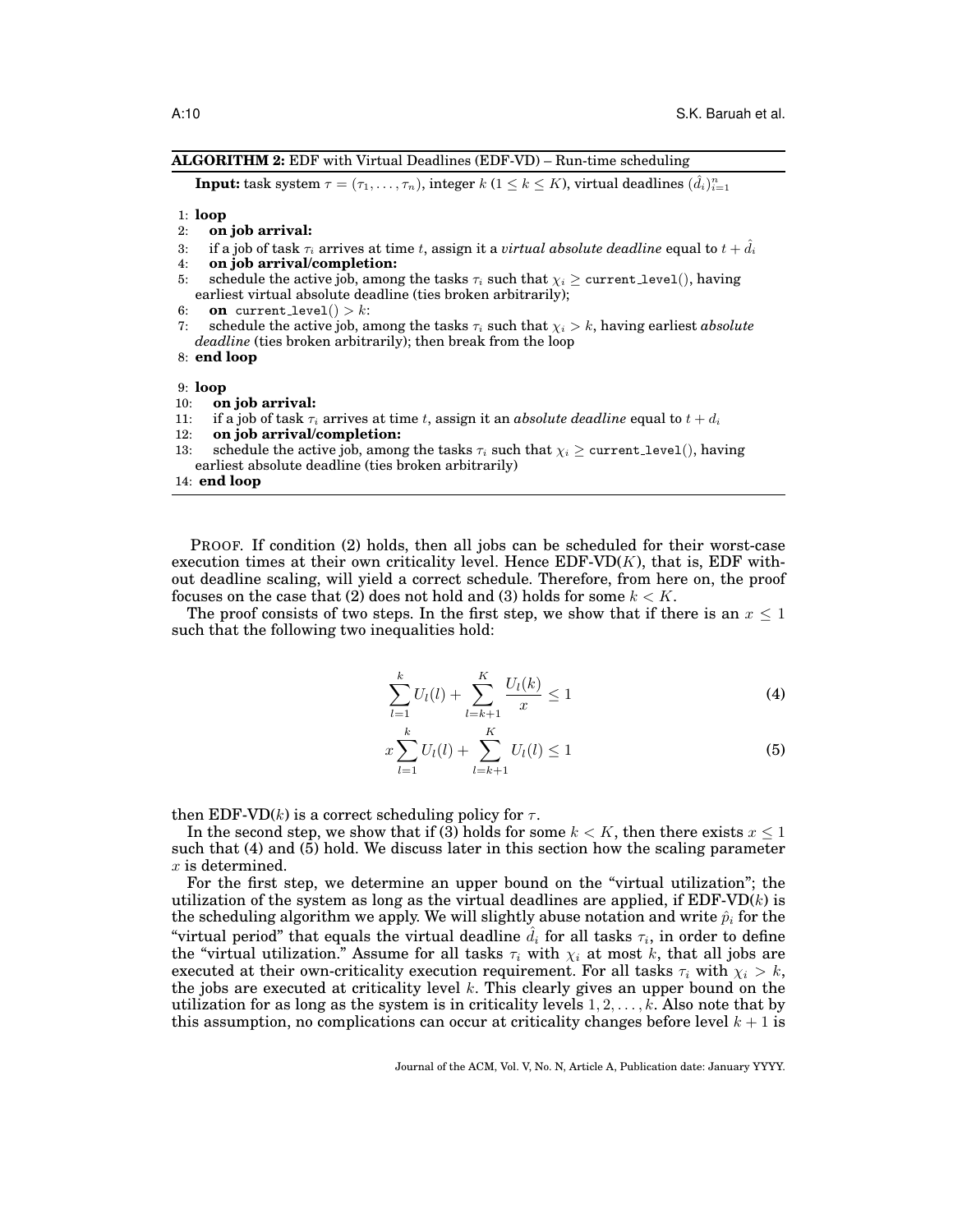**ALGORITHM 2:** EDF with Virtual Deadlines (EDF-VD) – Run-time scheduling

**Input:** task system $\tau = (\tau_1, \ldots, \tau_n)$, integer $k$ ($1 \le k \le K$), virtual deadlines $(\hat{d}_i)_{i=1}^n$

```
1: loop
2:   on job arrival:
3:   if a job of task τ_i arrives at time t, assign it a virtual absolute deadline equal to t + d̂_i
4:   on job arrival/completion:
5:   schedule the active job, among the tasks τ_i such that χ_i ≥ current_level(), having
     earliest virtual absolute deadline (ties broken arbitrarily);
6:   on current_level() > k:
7:   schedule the active job, among the tasks τ_i such that χ_i > k, having earliest absolute
     deadline (ties broken arbitrarily); then break from the loop
8: end loop

9: loop
10:  on job arrival:
11:  if a job of task τ_i arrives at time t, assign it an absolute deadline equal to t + d_i
12:  on job arrival/completion:
13:  schedule the active job, among the tasks τ_i such that χ_i ≥ current_level(), having
     earliest absolute deadline (ties broken arbitrarily)
14: end loop
```

PROOF. If condition (2) holds, then all jobs can be scheduled for their worst-case execution times at their own criticality level. Hence EDF-VD($K$), that is, EDF without deadline scaling, will yield a correct schedule. Therefore, from here on, the proof focuses on the case that (2) does not hold and (3) holds for some $k < K$.

The proof consists of two steps. In the first step, we show that if there is an $x \le 1$ such that the following two inequalities hold:

$$\sum_{l=1}^{k} U_l(l) + \sum_{l=k+1}^{K} \frac{U_l(k)}{x} \le 1 \tag{4}$$

$$x \sum_{l=1}^{k} U_l(l) + \sum_{l=k+1}^{K} U_l(l) \le 1 \tag{5}$$

then EDF-VD($k$) is a correct scheduling policy for $\tau$.

In the second step, we show that if (3) holds for some $k < K$, then there exists $x \le 1$ such that (4) and (5) hold. We discuss later in this section how the scaling parameter $x$ is determined.

For the first step, we determine an upper bound on the "virtual utilization"; the utilization of the system as long as the virtual deadlines are applied, if EDF-VD($k$) is the scheduling algorithm we apply. We will slightly abuse notation and write $\hat{p}_i$ for the "virtual period" that equals the virtual deadline $\hat{d}_i$ for all tasks $\tau_i$, in order to define the "virtual utilization." Assume for all tasks $\tau_i$ with $\chi_i$ at most $k$, that all jobs are executed at their own-criticality execution requirement. For all tasks $\tau_i$ with $\chi_i > k$, the jobs are executed at criticality level $k$. This clearly gives an upper bound on the utilization for as long as the system is in criticality levels $1, 2, \ldots, k$. Also note that by this assumption, no complications can occur at criticality changes before level $k+1$ is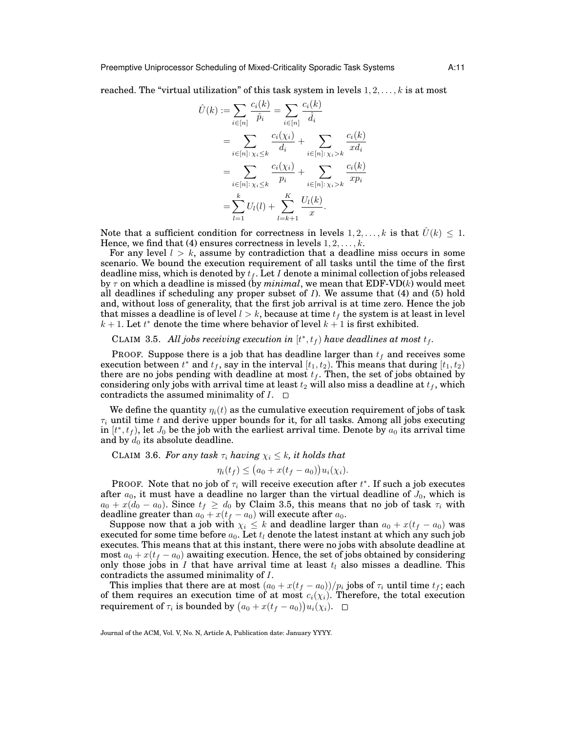reached. The "virtual utilization" of this task system in levels $1, 2, \ldots, k$ is at most

$$
\begin{aligned}
\hat{U}(k) &:= \sum_{i \in [n]} \frac{c_i(k)}{\hat{p}_i} = \sum_{i \in [n]} \frac{c_i(k)}{\hat{d}_i} \\
&= \sum_{i \in [n] \colon \chi_i \le k} \frac{c_i(\chi_i)}{d_i} + \sum_{i \in [n] \colon \chi_i > k} \frac{c_i(k)}{x d_i} \\
&= \sum_{i \in [n] \colon \chi_i \le k} \frac{c_i(\chi_i)}{p_i} + \sum_{i \in [n] \colon \chi_i > k} \frac{c_i(k)}{x p_i} \\
&= \sum_{l=1}^{k} U_l(l) + \sum_{l=k+1}^{K} \frac{U_l(k)}{x}.
\end{aligned}
$$

Note that a sufficient condition for correctness in levels $1, 2, \ldots, k$ is that $\hat{U}(k) \le 1$. Hence, we find that (4) ensures correctness in levels $1, 2, \ldots, k$.

For any level $l > k$, assume by contradiction that a deadline miss occurs in some scenario. We bound the execution requirement of all tasks until the time of the first deadline miss, which is denoted by $t_f$. Let $I$ denote a minimal collection of jobs released by $\tau$ on which a deadline is missed (by *minimal*, we mean that EDF-VD($k$) would meet all deadlines if scheduling any proper subset of $I$). We assume that (4) and (5) hold and, without loss of generality, that the first job arrival is at time zero. Hence the job that misses a deadline is of level $l > k$, because at time $t_f$ the system is at least in level $k + 1$. Let $t^*$ denote the time where behavior of level $k + 1$ is first exhibited.

CLAIM 3.5. *All jobs receiving execution in $[t^*, t_f)$ have deadlines at most $t_f$.*

PROOF. Suppose there is a job that has deadline larger than $t_f$ and receives some execution between $t^*$ and $t_f$, say in the interval $[t_1, t_2)$. This means that during $[t_1, t_2)$ there are no jobs pending with deadline at most $t_f$. Then, the set of jobs obtained by considering only jobs with arrival time at least $t_2$ will also miss a deadline at $t_f$, which contradicts the assumed minimality of $I$. □

We define the quantity $\eta_i(t)$ as the cumulative execution requirement of jobs of task $\tau_i$ until time $t$ and derive upper bounds for it, for all tasks. Among all jobs executing in $[t^*, t_f)$, let $J_0$ be the job with the earliest arrival time. Denote by $a_0$ its arrival time and by $d_0$ its absolute deadline.

CLAIM 3.6. *For any task $\tau_i$ having $\chi_i \le k$, it holds that*

$$
\eta_i(t_f) \le \big(a_0 + x(t_f - a_0)\big) u_i(\chi_i).
$$

PROOF. Note that no job of $\tau_i$ will receive execution after $t^*$. If such a job executes after $a_0$, it must have a deadline no larger than the virtual deadline of $J_0$, which is $a_0 + x(d_0 - a_0)$. Since $t_f \ge d_0$ by Claim 3.5, this means that no job of task $\tau_i$ with deadline greater than $a_0 + x(t_f - a_0)$ will execute after $a_0$.

Suppose now that a job with $\chi_i \le k$ and deadline larger than $a_0 + x(t_f - a_0)$ was executed for some time before $a_0$. Let $t_l$ denote the latest instant at which any such job executes. This means that at this instant, there were no jobs with absolute deadline at most $a_0 + x(t_f - a_0)$ awaiting execution. Hence, the set of jobs obtained by considering only those jobs in $I$ that have arrival time at least $t_l$ also misses a deadline. This contradicts the assumed minimality of $I$.

This implies that there are at most $(a_0 + x(t_f - a_0))/p_i$ jobs of $\tau_i$ until time $t_f$; each of them requires an execution time of at most $c_i(\chi_i)$. Therefore, the total execution requirement of $\tau_i$ is bounded by $\big(a_0 + x(t_f - a_0)\big) u_i(\chi_i)$. □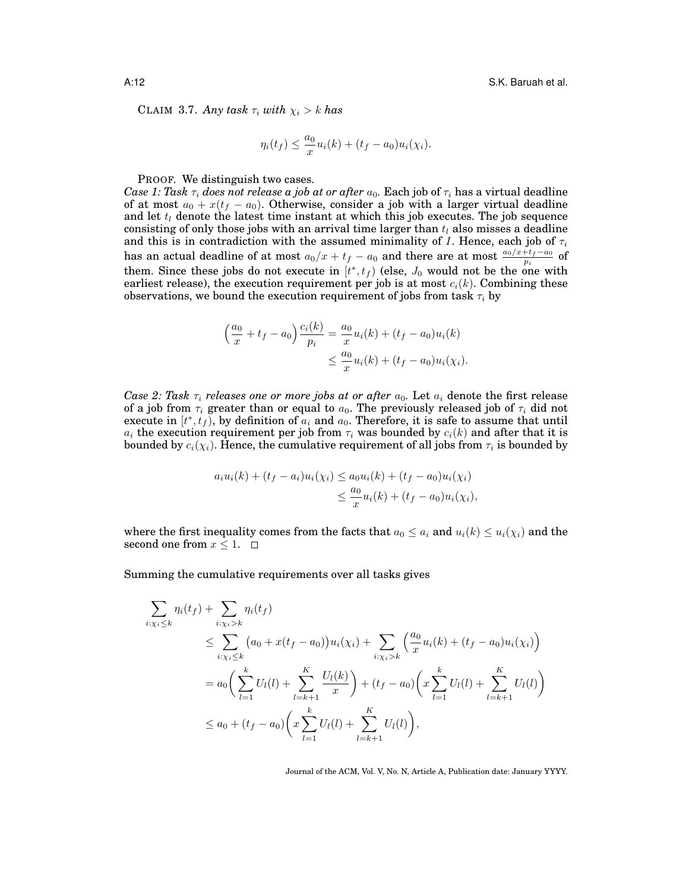CLAIM 3.7. *Any task $\tau_i$ with $\chi_i > k$ has*

$$\eta_i(t_f) \leq \frac{a_0}{x} u_i(k) + (t_f - a_0) u_i(\chi_i).$$

PROOF. We distinguish two cases.
*Case 1: Task $\tau_i$ does not release a job at or after $a_0$.* Each job of $\tau_i$ has a virtual deadline of at most $a_0 + x(t_f - a_0)$. Otherwise, consider a job with a larger virtual deadline and let $t_l$ denote the latest time instant at which this job executes. The job sequence consisting of only those jobs with an arrival time larger than $t_l$ also misses a deadline and this is in contradiction with the assumed minimality of $I$. Hence, each job of $\tau_i$ has an actual deadline of at most $a_0/x + t_f - a_0$ and there are at most $\frac{a_0/x + t_f - a_0}{p_i}$ of them. Since these jobs do not execute in $[t^*, t_f)$ (else, $J_0$ would not be the one with earliest release), the execution requirement per job is at most $c_i(k)$. Combining these observations, we bound the execution requirement of jobs from task $\tau_i$ by

$$\begin{aligned}
\Big(\frac{a_0}{x} + t_f - a_0\Big) \frac{c_i(k)}{p_i} &= \frac{a_0}{x} u_i(k) + (t_f - a_0) u_i(k) \\
&\leq \frac{a_0}{x} u_i(k) + (t_f - a_0) u_i(\chi_i).
\end{aligned}$$

*Case 2: Task $\tau_i$ releases one or more jobs at or after $a_0$.* Let $a_i$ denote the first release of a job from $\tau_i$ greater than or equal to $a_0$. The previously released job of $\tau_i$ did not execute in $[t^*, t_f)$, by definition of $a_i$ and $a_0$. Therefore, it is safe to assume that until $a_i$ the execution requirement per job from $\tau_i$ was bounded by $c_i(k)$ and after that it is bounded by $c_i(\chi_i)$. Hence, the cumulative requirement of all jobs from $\tau_i$ is bounded by

$$\begin{aligned}
a_i u_i(k) + (t_f - a_i) u_i(\chi_i) &\leq a_0 u_i(k) + (t_f - a_0) u_i(\chi_i) \\
&\leq \frac{a_0}{x} u_i(k) + (t_f - a_0) u_i(\chi_i),
\end{aligned}$$

where the first inequality comes from the facts that $a_0 \leq a_i$ and $u_i(k) \leq u_i(\chi_i)$ and the second one from $x \leq 1$. □

Summing the cumulative requirements over all tasks gives

$$\begin{aligned}
&\sum_{i:\chi_i \leq k} \eta_i(t_f) + \sum_{i:\chi_i > k} \eta_i(t_f) \\
&\quad\leq \sum_{i:\chi_i \leq k} \big(a_0 + x(t_f - a_0)\big) u_i(\chi_i) + \sum_{i:\chi_i > k} \Big(\frac{a_0}{x} u_i(k) + (t_f - a_0) u_i(\chi_i)\Big) \\
&\quad= a_0 \bigg(\sum_{l=1}^{k} U_l(l) + \sum_{l=k+1}^{K} \frac{U_l(k)}{x}\bigg) + (t_f - a_0) \bigg(x \sum_{l=1}^{k} U_l(l) + \sum_{l=k+1}^{K} U_l(l)\bigg) \\
&\quad\leq a_0 + (t_f - a_0) \bigg(x \sum_{l=1}^{k} U_l(l) + \sum_{l=k+1}^{K} U_l(l)\bigg),
\end{aligned}$$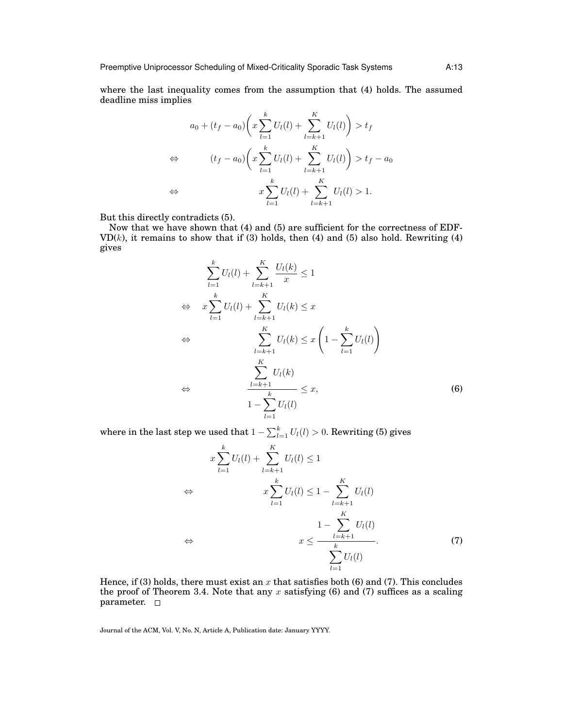where the last inequality comes from the assumption that (4) holds. The assumed deadline miss implies

$$
\begin{aligned}
& a_0 + (t_f - a_0)\left( x \sum_{l=1}^{k} U_l(l) + \sum_{l=k+1}^{K} U_l(l) \right) > t_f \\
\Leftrightarrow \quad & (t_f - a_0)\left( x \sum_{l=1}^{k} U_l(l) + \sum_{l=k+1}^{K} U_l(l) \right) > t_f - a_0 \\
\Leftrightarrow \quad & x \sum_{l=1}^{k} U_l(l) + \sum_{l=k+1}^{K} U_l(l) > 1.
\end{aligned}
$$

But this directly contradicts (5).

Now that we have shown that (4) and (5) are sufficient for the correctness of EDF-VD($k$), it remains to show that if (3) holds, then (4) and (5) also hold. Rewriting (4) gives

$$
\begin{aligned}
& \sum_{l=1}^{k} U_l(l) + \sum_{l=k+1}^{K} \frac{U_l(k)}{x} \leq 1 \\
\Leftrightarrow \quad & x \sum_{l=1}^{k} U_l(l) + \sum_{l=k+1}^{K} U_l(k) \leq x \\
\Leftrightarrow \quad & \sum_{l=k+1}^{K} U_l(k) \leq x \left( 1 - \sum_{l=1}^{k} U_l(l) \right) \\
\Leftrightarrow \quad & \frac{\sum_{l=k+1}^{K} U_l(k)}{1 - \sum_{l=1}^{k} U_l(l)} \leq x, \qquad (6)
\end{aligned}
$$

where in the last step we used that $1 - \sum_{l=1}^{k} U_l(l) > 0$. Rewriting (5) gives

$$
\begin{aligned}
& x \sum_{l=1}^{k} U_l(l) + \sum_{l=k+1}^{K} U_l(l) \leq 1 \\
\Leftrightarrow \quad & x \sum_{l=1}^{k} U_l(l) \leq 1 - \sum_{l=k+1}^{K} U_l(l) \\
\Leftrightarrow \quad & x \leq \frac{1 - \sum_{l=k+1}^{K} U_l(l)}{\sum_{l=1}^{k} U_l(l)}. \qquad (7)
\end{aligned}
$$

Hence, if (3) holds, there must exist an $x$ that satisfies both (6) and (7). This concludes the proof of Theorem 3.4. Note that any $x$ satisfying (6) and (7) suffices as a scaling parameter. □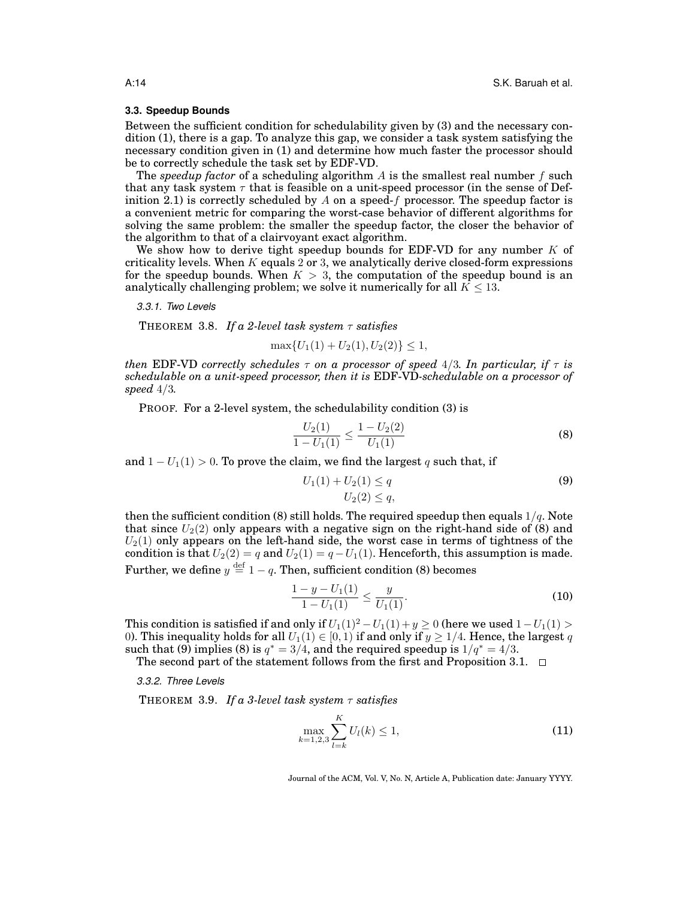### 3.3. Speedup Bounds

Between the sufficient condition for schedulability given by (3) and the necessary condition (1), there is a gap. To analyze this gap, we consider a task system satisfying the necessary condition given in (1) and determine how much faster the processor should be to correctly schedule the task set by EDF-VD.

The *speedup factor* of a scheduling algorithm $A$ is the smallest real number $f$ such that any task system $\tau$ that is feasible on a unit-speed processor (in the sense of Definition 2.1) is correctly scheduled by $A$ on a speed-$f$ processor. The speedup factor is a convenient metric for comparing the worst-case behavior of different algorithms for solving the same problem: the smaller the speedup factor, the closer the behavior of the algorithm to that of a clairvoyant exact algorithm.

We show how to derive tight speedup bounds for EDF-VD for any number $K$ of criticality levels. When $K$ equals 2 or 3, we analytically derive closed-form expressions for the speedup bounds. When $K > 3$, the computation of the speedup bound is an analytically challenging problem; we solve it numerically for all $K \leq 13$.

#### 3.3.1. Two Levels

THEOREM 3.8. *If a 2-level task system $\tau$ satisfies*

$$\max\{U_1(1) + U_2(1), U_2(2)\} \leq 1,$$

*then* EDF-VD *correctly schedules $\tau$ on a processor of speed $4/3$. In particular, if $\tau$ is schedulable on a unit-speed processor, then it is* EDF-VD*-schedulable on a processor of speed $4/3$.*

PROOF. For a 2-level system, the schedulability condition (3) is

$$\frac{U_2(1)}{1 - U_1(1)} \leq \frac{1 - U_2(2)}{U_1(1)} \tag{8}$$

and $1 - U_1(1) > 0$. To prove the claim, we find the largest $q$ such that, if

$$\begin{aligned} U_1(1) + U_2(1) &\leq q \\ U_2(2) &\leq q, \end{aligned} \tag{9}$$

then the sufficient condition (8) still holds. The required speedup then equals $1/q$. Note that since $U_2(2)$ only appears with a negative sign on the right-hand side of (8) and $U_2(1)$ only appears on the left-hand side, the worst case in terms of tightness of the condition is that $U_2(2) = q$ and $U_2(1) = q - U_1(1)$. Henceforth, this assumption is made. Further, we define $y \stackrel{\text{def}}{=} 1 - q$. Then, sufficient condition (8) becomes

$$\frac{1 - y - U_1(1)}{1 - U_1(1)} \leq \frac{y}{U_1(1)}. \tag{10}$$

This condition is satisfied if and only if $U_1(1)^2 - U_1(1) + y \geq 0$ (here we used $1 - U_1(1) > 0$). This inequality holds for all $U_1(1) \in [0, 1)$ if and only if $y \geq 1/4$. Hence, the largest $q$ such that (9) implies (8) is $q^* = 3/4$, and the required speedup is $1/q^* = 4/3$.

The second part of the statement follows from the first and Proposition 3.1. □

#### 3.3.2. Three Levels

THEOREM 3.9. *If a 3-level task system $\tau$ satisfies*

$$\max_{k=1,2,3} \sum_{l=k}^{K} U_l(k) \leq 1, \tag{11}$$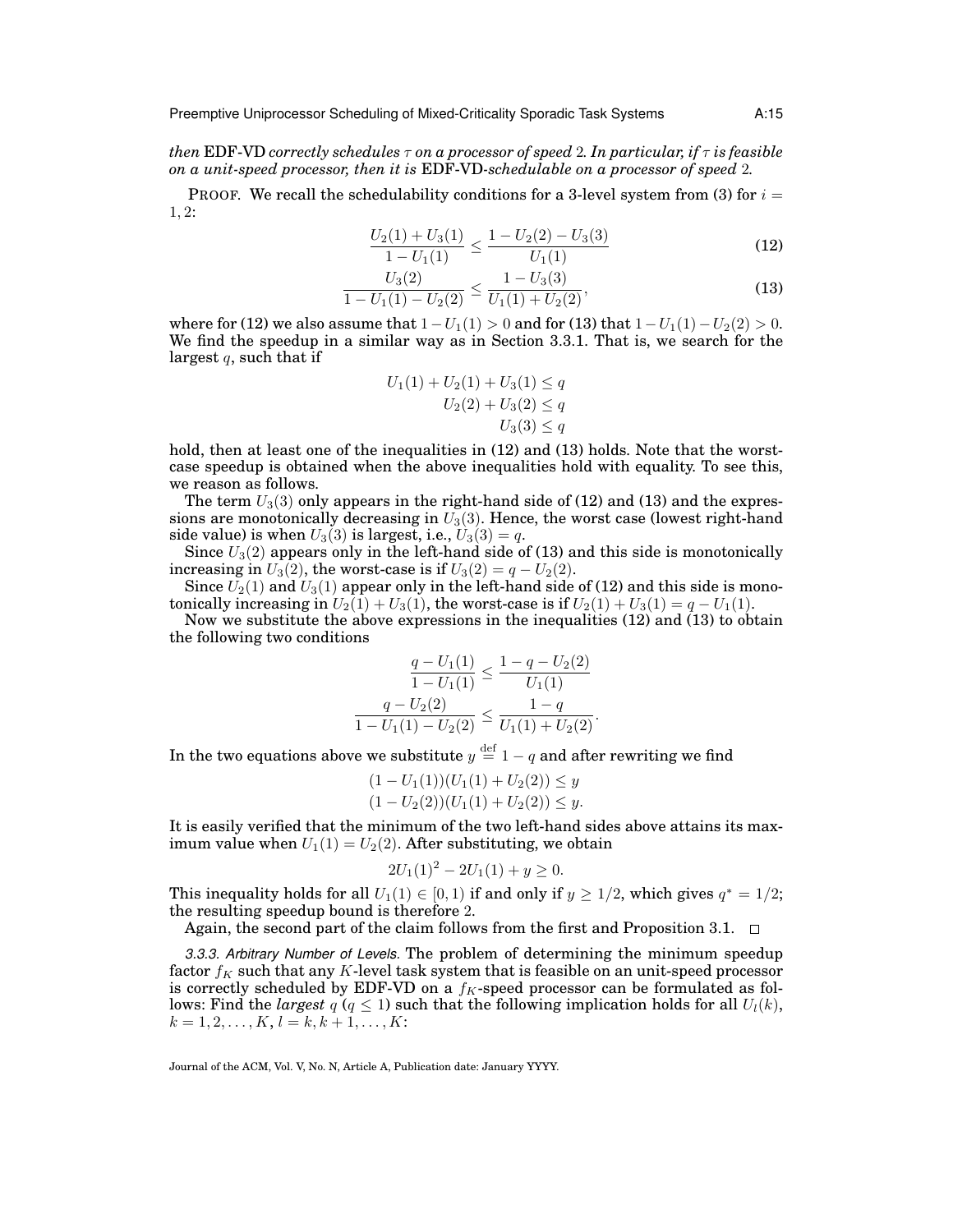*then* EDF-VD *correctly schedules* $\tau$ *on a processor of speed* 2*. In particular, if* $\tau$ *is feasible on a unit-speed processor, then it is* EDF-VD*-schedulable on a processor of speed* 2*.*

PROOF. We recall the schedulability conditions for a 3-level system from (3) for $i = 1, 2$:

$$\frac{U_2(1) + U_3(1)}{1 - U_1(1)} \leq \frac{1 - U_2(2) - U_3(3)}{U_1(1)} \tag{12}$$

$$\frac{U_3(2)}{1 - U_1(1) - U_2(2)} \leq \frac{1 - U_3(3)}{U_1(1) + U_2(2)}, \tag{13}$$

where for (12) we also assume that $1 - U_1(1) > 0$ and for (13) that $1 - U_1(1) - U_2(2) > 0$. We find the speedup in a similar way as in Section 3.3.1. That is, we search for the largest $q$, such that if

$$\begin{aligned} U_1(1) + U_2(1) + U_3(1) &\leq q \\ U_2(2) + U_3(2) &\leq q \\ U_3(3) &\leq q \end{aligned}$$

hold, then at least one of the inequalities in (12) and (13) holds. Note that the worst-case speedup is obtained when the above inequalities hold with equality. To see this, we reason as follows.

The term $U_3(3)$ only appears in the right-hand side of (12) and (13) and the expressions are monotonically decreasing in $U_3(3)$. Hence, the worst case (lowest right-hand side value) is when $U_3(3)$ is largest, i.e., $U_3(3) = q$.

Since $U_3(2)$ appears only in the left-hand side of (13) and this side is monotonically increasing in $U_3(2)$, the worst-case is if $U_3(2) = q - U_2(2)$.

Since $U_2(1)$ and $U_3(1)$ appear only in the left-hand side of (12) and this side is monotonically increasing in $U_2(1) + U_3(1)$, the worst-case is if $U_2(1) + U_3(1) = q - U_1(1)$.

Now we substitute the above expressions in the inequalities (12) and (13) to obtain the following two conditions

$$\frac{q - U_1(1)}{1 - U_1(1)} \leq \frac{1 - q - U_2(2)}{U_1(1)}$$

$$\frac{q - U_2(2)}{1 - U_1(1) - U_2(2)} \leq \frac{1 - q}{U_1(1) + U_2(2)}.$$

In the two equations above we substitute $y \stackrel{\text{def}}{=} 1 - q$ and after rewriting we find

$$\begin{aligned} (1 - U_1(1))(U_1(1) + U_2(2)) &\leq y \\ (1 - U_2(2))(U_1(1) + U_2(2)) &\leq y. \end{aligned}$$

It is easily verified that the minimum of the two left-hand sides above attains its maximum value when $U_1(1) = U_2(2)$. After substituting, we obtain

$$2U_1(1)^2 - 2U_1(1) + y \geq 0.$$

This inequality holds for all $U_1(1) \in [0, 1)$ if and only if $y \geq 1/2$, which gives $q^* = 1/2$; the resulting speedup bound is therefore 2.

Again, the second part of the claim follows from the first and Proposition 3.1. □

*3.3.3. Arbitrary Number of Levels.* The problem of determining the minimum speedup factor $f_K$ such that any $K$-level task system that is feasible on an unit-speed processor is correctly scheduled by EDF-VD on a $f_K$-speed processor can be formulated as follows: Find the *largest* $q$ ($q \leq 1$) such that the following implication holds for all $U_l(k)$, $k = 1, 2, \ldots, K$, $l = k, k+1, \ldots, K$: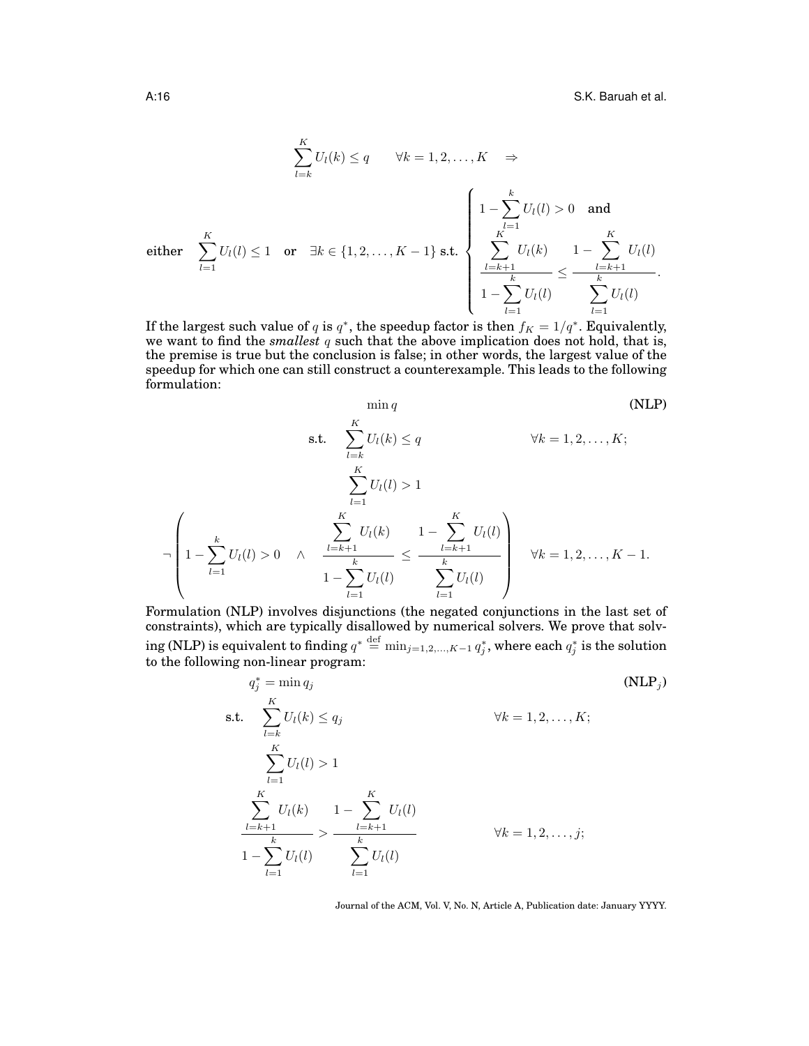$$\sum_{l=k}^{K} U_l(k) \leq q \qquad \forall k = 1, 2, \ldots, K \quad \Rightarrow$$

$$\text{either} \quad \sum_{l=1}^{K} U_l(l) \leq 1 \quad \text{or} \quad \exists k \in \{1, 2, \ldots, K-1\} \text{ s.t. } \begin{cases} 1 - \sum_{l=1}^{k} U_l(l) > 0 \quad \text{and} \\ \dfrac{\sum_{l=k+1}^{K} U_l(k)}{1 - \sum_{l=1}^{k} U_l(l)} \leq \dfrac{1 - \sum_{l=k+1}^{K} U_l(l)}{\sum_{l=1}^{k} U_l(l)}. \end{cases}$$

If the largest such value of $q$ is $q^*$, the speedup factor is then $f_K = 1/q^*$. Equivalently, we want to find the *smallest* $q$ such that the above implication does not hold, that is, the premise is true but the conclusion is false; in other words, the largest value of the speedup for which one can still construct a counterexample. This leads to the following formulation:

$$\min q \tag{NLP}$$

$$\text{s.t.} \quad \sum_{l=k}^{K} U_l(k) \leq q \qquad \forall k = 1, 2, \ldots, K;$$

$$\sum_{l=1}^{K} U_l(l) > 1$$

$$\neg \left( 1 - \sum_{l=1}^{k} U_l(l) > 0 \quad \wedge \quad \frac{\sum_{l=k+1}^{K} U_l(k)}{1 - \sum_{l=1}^{k} U_l(l)} \leq \frac{1 - \sum_{l=k+1}^{K} U_l(l)}{\sum_{l=1}^{k} U_l(l)} \right) \quad \forall k = 1, 2, \ldots, K-1.$$

Formulation (NLP) involves disjunctions (the negated conjunctions in the last set of constraints), which are typically disallowed by numerical solvers. We prove that solving (NLP) is equivalent to finding $q^* \stackrel{\text{def}}{=} \min_{j=1,2,\ldots,K-1} q_j^*$, where each $q_j^*$ is the solution to the following non-linear program:

$$q_j^* = \min q_j \tag{NLP$_j$}$$

$$\text{s.t.} \quad \sum_{l=k}^{K} U_l(k) \leq q_j \qquad \forall k = 1, 2, \ldots, K;$$

$$\sum_{l=1}^{K} U_l(l) > 1$$

$$\frac{\sum_{l=k+1}^{K} U_l(k)}{1 - \sum_{l=1}^{k} U_l(l)} > \frac{1 - \sum_{l=k+1}^{K} U_l(l)}{\sum_{l=1}^{k} U_l(l)} \qquad \forall k = 1, 2, \ldots, j;$$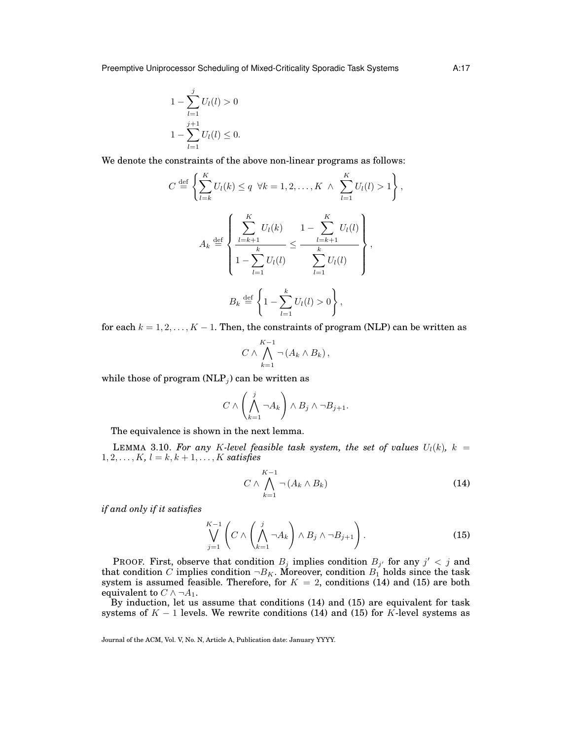$$1 - \sum_{l=1}^{j} U_l(l) > 0$$

$$1 - \sum_{l=1}^{j+1} U_l(l) \leq 0.$$

We denote the constraints of the above non-linear programs as follows:

$$C \stackrel{\text{def}}{=} \left\{ \sum_{l=k}^{K} U_l(k) \leq q \;\; \forall k = 1, 2, \ldots, K \;\wedge\; \sum_{l=1}^{K} U_l(l) > 1 \right\},$$

$$A_k \stackrel{\text{def}}{=} \left\{ \frac{\sum_{l=k+1}^{K} U_l(k)}{1 - \sum_{l=1}^{k} U_l(l)} \leq \frac{1 - \sum_{l=k+1}^{K} U_l(l)}{\sum_{l=1}^{k} U_l(l)} \right\},$$

$$B_k \stackrel{\text{def}}{=} \left\{ 1 - \sum_{l=1}^{k} U_l(l) > 0 \right\},$$

for each $k = 1, 2, \ldots, K-1$. Then, the constraints of program (NLP) can be written as

$$C \wedge \bigwedge_{k=1}^{K-1} \neg \left( A_k \wedge B_k \right),$$

while those of program (NLP$_j$) can be written as

$$C \wedge \left( \bigwedge_{k=1}^{j} \neg A_k \right) \wedge B_j \wedge \neg B_{j+1}.$$

The equivalence is shown in the next lemma.

LEMMA 3.10. *For any $K$-level feasible task system, the set of values $U_l(k)$, $k = 1, 2, \ldots, K$, $l = k, k+1, \ldots, K$ satisfies*

$$C \wedge \bigwedge_{k=1}^{K-1} \neg \left( A_k \wedge B_k \right) \tag{14}$$

*if and only if it satisfies*

$$\bigvee_{j=1}^{K-1} \left( C \wedge \left( \bigwedge_{k=1}^{j} \neg A_k \right) \wedge B_j \wedge \neg B_{j+1} \right). \tag{15}$$

PROOF. First, observe that condition $B_j$ implies condition $B_{j'}$ for any $j' < j$ and that condition $C$ implies condition $\neg B_K$. Moreover, condition $B_1$ holds since the task system is assumed feasible. Therefore, for $K = 2$, conditions (14) and (15) are both equivalent to $C \wedge \neg A_1$.

By induction, let us assume that conditions (14) and (15) are equivalent for task systems of $K - 1$ levels. We rewrite conditions (14) and (15) for $K$-level systems as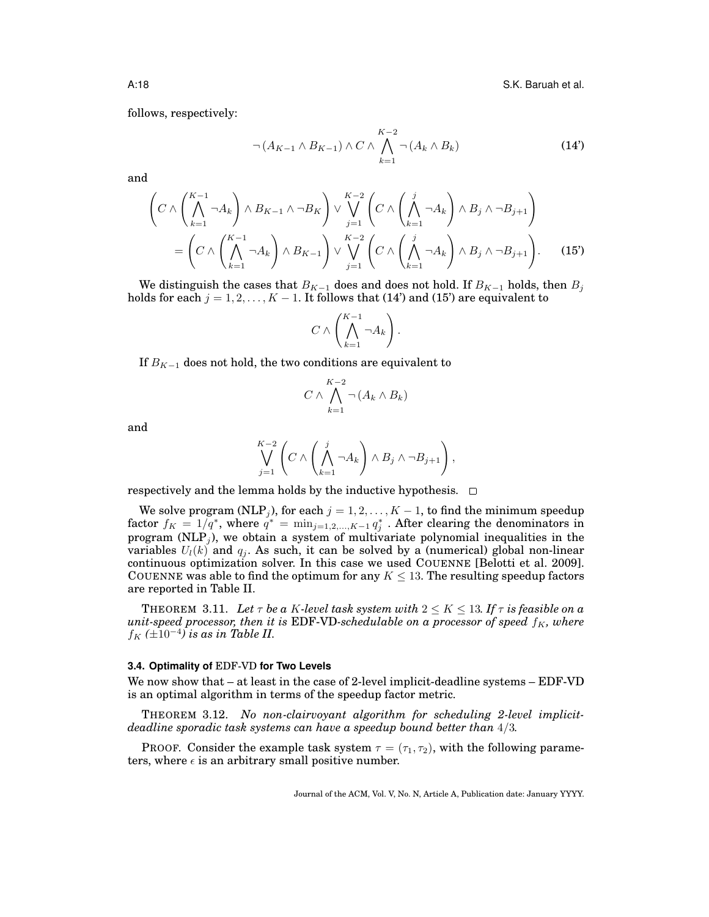follows, respectively:

$$\neg\left(A_{K-1} \wedge B_{K-1}\right) \wedge C \wedge \bigwedge_{k=1}^{K-2} \neg\left(A_k \wedge B_k\right) \tag{14'}$$

and

$$\begin{aligned}
&\left(C \wedge \left(\bigwedge_{k=1}^{K-1} \neg A_k\right) \wedge B_{K-1} \wedge \neg B_K\right) \vee \bigvee_{j=1}^{K-2}\left(C \wedge \left(\bigwedge_{k=1}^{j} \neg A_k\right) \wedge B_j \wedge \neg B_{j+1}\right) \\
&\quad = \left(C \wedge \left(\bigwedge_{k=1}^{K-1} \neg A_k\right) \wedge B_{K-1}\right) \vee \bigvee_{j=1}^{K-2}\left(C \wedge \left(\bigwedge_{k=1}^{j} \neg A_k\right) \wedge B_j \wedge \neg B_{j+1}\right).
\end{aligned} \tag{15'}$$

We distinguish the cases that $B_{K-1}$ does and does not hold. If $B_{K-1}$ holds, then $B_j$ holds for each $j = 1, 2, \ldots, K-1$. It follows that (14') and (15') are equivalent to

$$C \wedge \left(\bigwedge_{k=1}^{K-1} \neg A_k\right).$$

If $B_{K-1}$ does not hold, the two conditions are equivalent to

$$C \wedge \bigwedge_{k=1}^{K-2} \neg\left(A_k \wedge B_k\right)$$

and

$$\bigvee_{j=1}^{K-2}\left(C \wedge \left(\bigwedge_{k=1}^{j} \neg A_k\right) \wedge B_j \wedge \neg B_{j+1}\right),$$

respectively and the lemma holds by the inductive hypothesis. □

We solve program (NLP$_j$), for each $j = 1, 2, \ldots, K-1$, to find the minimum speedup factor $f_K = 1/q^*$, where $q^* = \min_{j=1,2,\ldots,K-1} q_j^*$ . After clearing the denominators in program (NLP$_j$), we obtain a system of multivariate polynomial inequalities in the variables $U_l(k)$ and $q_j$. As such, it can be solved by a (numerical) global non-linear continuous optimization solver. In this case we used COUENNE [Belotti et al. 2009]. COUENNE was able to find the optimum for any $K \leq 13$. The resulting speedup factors are reported in Table II.

THEOREM 3.11. *Let $\tau$ be a $K$-level task system with $2 \leq K \leq 13$. If $\tau$ is feasible on a unit-speed processor, then it is* EDF-VD*-schedulable on a processor of speed $f_K$, where $f_K$ ($\pm 10^{-4}$) is as in Table II.*

### 3.4. Optimality of EDF-VD for Two Levels

We now show that – at least in the case of 2-level implicit-deadline systems – EDF-VD is an optimal algorithm in terms of the speedup factor metric.

THEOREM 3.12. *No non-clairvoyant algorithm for scheduling 2-level implicit-deadline sporadic task systems can have a speedup bound better than $4/3$.*

PROOF. Consider the example task system $\tau = (\tau_1, \tau_2)$, with the following parameters, where $\epsilon$ is an arbitrary small positive number.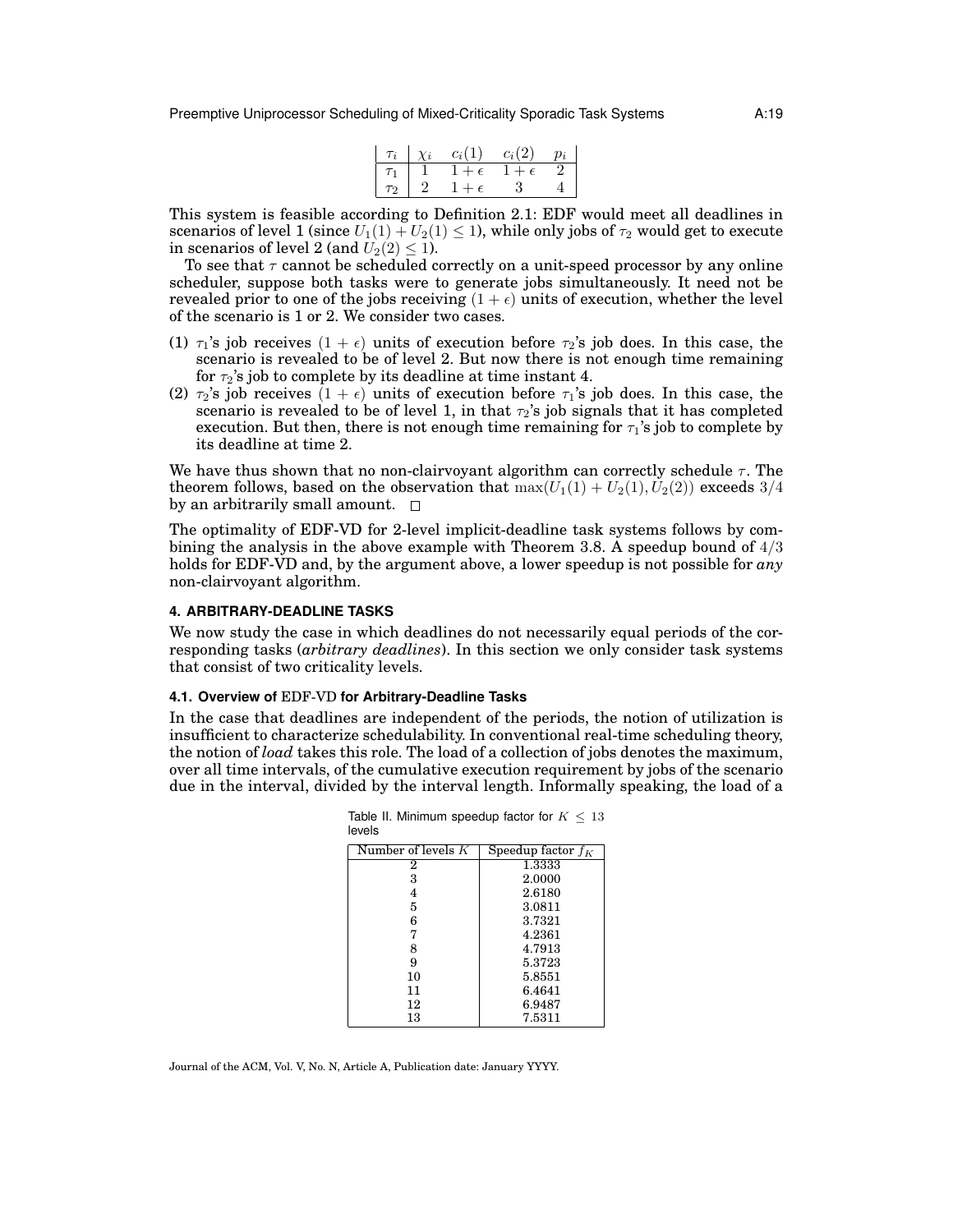| $\tau_i$ | $\chi_i$ | $c_i(1)$ | $c_i(2)$ | $p_i$ |
|---|---|---|---|---|
| $\tau_1$ | 1 | $1+\epsilon$ | $1+\epsilon$ | 2 |
| $\tau_2$ | 2 | $1+\epsilon$ | 3 | 4 |

This system is feasible according to Definition 2.1: EDF would meet all deadlines in scenarios of level 1 (since $U_1(1) + U_2(1) \leq 1$), while only jobs of $\tau_2$ would get to execute in scenarios of level 2 (and $U_2(2) \leq 1$).

To see that $\tau$ cannot be scheduled correctly on a unit-speed processor by any online scheduler, suppose both tasks were to generate jobs simultaneously. It need not be revealed prior to one of the jobs receiving $(1 + \epsilon)$ units of execution, whether the level of the scenario is 1 or 2. We consider two cases.

(1) $\tau_1$'s job receives $(1 + \epsilon)$ units of execution before $\tau_2$'s job does. In this case, the scenario is revealed to be of level 2. But now there is not enough time remaining for $\tau_2$'s job to complete by its deadline at time instant 4.
(2) $\tau_2$'s job receives $(1 + \epsilon)$ units of execution before $\tau_1$'s job does. In this case, the scenario is revealed to be of level 1, in that $\tau_2$'s job signals that it has completed execution. But then, there is not enough time remaining for $\tau_1$'s job to complete by its deadline at time 2.

We have thus shown that no non-clairvoyant algorithm can correctly schedule $\tau$. The theorem follows, based on the observation that $\max(U_1(1) + U_2(1), U_2(2))$ exceeds $3/4$ by an arbitrarily small amount. □

The optimality of EDF-VD for 2-level implicit-deadline task systems follows by combining the analysis in the above example with Theorem 3.8. A speedup bound of $4/3$ holds for EDF-VD and, by the argument above, a lower speedup is not possible for *any* non-clairvoyant algorithm.

## 4. ARBITRARY-DEADLINE TASKS

We now study the case in which deadlines do not necessarily equal periods of the corresponding tasks (*arbitrary deadlines*). In this section we only consider task systems that consist of two criticality levels.

### 4.1. Overview of EDF-VD for Arbitrary-Deadline Tasks

In the case that deadlines are independent of the periods, the notion of utilization is insufficient to characterize schedulability. In conventional real-time scheduling theory, the notion of *load* takes this role. The load of a collection of jobs denotes the maximum, over all time intervals, of the cumulative execution requirement by jobs of the scenario due in the interval, divided by the interval length. Informally speaking, the load of a

Table II. Minimum speedup factor for $K \leq 13$ levels

| Number of levels $K$ | Speedup factor $f_K$ |
|---|---|
| 2 | 1.3333 |
| 3 | 2.0000 |
| 4 | 2.6180 |
| 5 | 3.0811 |
| 6 | 3.7321 |
| 7 | 4.2361 |
| 8 | 4.7913 |
| 9 | 5.3723 |
| 10 | 5.8551 |
| 11 | 6.4641 |
| 12 | 6.9487 |
| 13 | 7.5311 |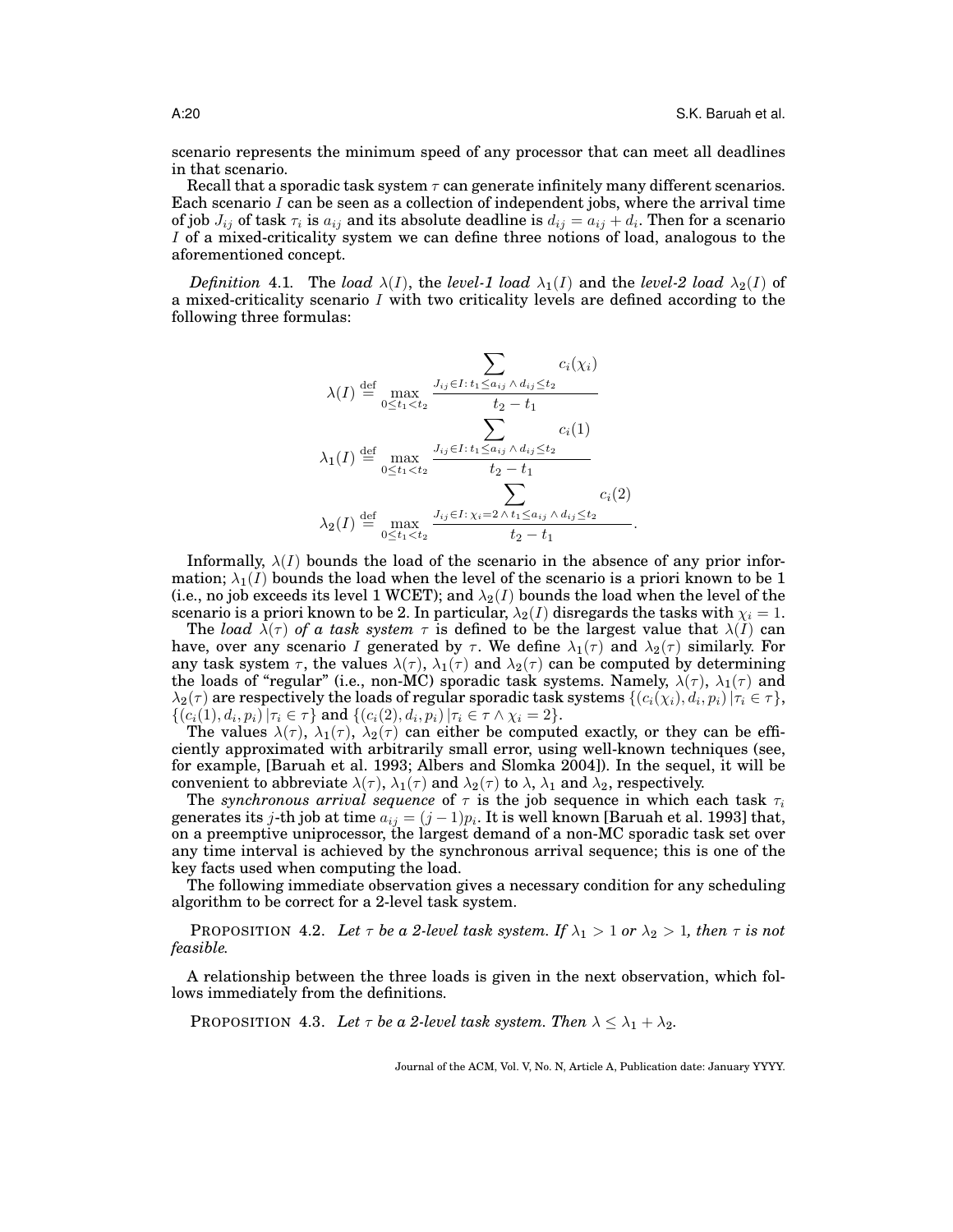scenario represents the minimum speed of any processor that can meet all deadlines in that scenario.

Recall that a sporadic task system $\tau$ can generate infinitely many different scenarios. Each scenario $I$ can be seen as a collection of independent jobs, where the arrival time of job $J_{ij}$ of task $\tau_i$ is $a_{ij}$ and its absolute deadline is $d_{ij} = a_{ij} + d_i$. Then for a scenario $I$ of a mixed-criticality system we can define three notions of load, analogous to the aforementioned concept.

*Definition* 4.1. The *load* $\lambda(I)$, the *level-1 load* $\lambda_1(I)$ and the *level-2 load* $\lambda_2(I)$ of a mixed-criticality scenario $I$ with two criticality levels are defined according to the following three formulas:

$$\lambda(I) \stackrel{\text{def}}{=} \max_{0 \le t_1 < t_2} \frac{\displaystyle\sum_{J_{ij} \in I:\, t_1 \le a_{ij} \,\wedge\, d_{ij} \le t_2} c_i(\chi_i)}{t_2 - t_1}$$

$$\lambda_1(I) \stackrel{\text{def}}{=} \max_{0 \le t_1 < t_2} \frac{\displaystyle\sum_{J_{ij} \in I:\, t_1 \le a_{ij} \,\wedge\, d_{ij} \le t_2} c_i(1)}{t_2 - t_1}$$

$$\lambda_2(I) \stackrel{\text{def}}{=} \max_{0 \le t_1 < t_2} \frac{\displaystyle\sum_{J_{ij} \in I:\, \chi_i = 2 \,\wedge\, t_1 \le a_{ij} \,\wedge\, d_{ij} \le t_2} c_i(2)}{t_2 - t_1}.$$

Informally, $\lambda(I)$ bounds the load of the scenario in the absence of any prior information; $\lambda_1(I)$ bounds the load when the level of the scenario is a priori known to be 1 (i.e., no job exceeds its level 1 WCET); and $\lambda_2(I)$ bounds the load when the level of the scenario is a priori known to be 2. In particular, $\lambda_2(I)$ disregards the tasks with $\chi_i = 1$.

The *load* $\lambda(\tau)$ *of a task system* $\tau$ is defined to be the largest value that $\lambda(I)$ can have, over any scenario $I$ generated by $\tau$. We define $\lambda_1(\tau)$ and $\lambda_2(\tau)$ similarly. For any task system $\tau$, the values $\lambda(\tau)$, $\lambda_1(\tau)$ and $\lambda_2(\tau)$ can be computed by determining the loads of "regular" (i.e., non-MC) sporadic task systems. Namely, $\lambda(\tau)$, $\lambda_1(\tau)$ and $\lambda_2(\tau)$ are respectively the loads of regular sporadic task systems $\{(c_i(\chi_i), d_i, p_i) \,|\, \tau_i \in \tau\}$, $\{(c_i(1), d_i, p_i) \,|\, \tau_i \in \tau\}$ and $\{(c_i(2), d_i, p_i) \,|\, \tau_i \in \tau \wedge \chi_i = 2\}$.

The values $\lambda(\tau)$, $\lambda_1(\tau)$, $\lambda_2(\tau)$ can either be computed exactly, or they can be efficiently approximated with arbitrarily small error, using well-known techniques (see, for example, [Baruah et al. 1993; Albers and Slomka 2004]). In the sequel, it will be convenient to abbreviate $\lambda(\tau)$, $\lambda_1(\tau)$ and $\lambda_2(\tau)$ to $\lambda$, $\lambda_1$ and $\lambda_2$, respectively.

The *synchronous arrival sequence* of $\tau$ is the job sequence in which each task $\tau_i$ generates its $j$-th job at time $a_{ij} = (j-1)p_i$. It is well known [Baruah et al. 1993] that, on a preemptive uniprocessor, the largest demand of a non-MC sporadic task set over any time interval is achieved by the synchronous arrival sequence; this is one of the key facts used when computing the load.

The following immediate observation gives a necessary condition for any scheduling algorithm to be correct for a 2-level task system.

PROPOSITION 4.2. *Let $\tau$ be a 2-level task system. If $\lambda_1 > 1$ or $\lambda_2 > 1$, then $\tau$ is not feasible.*

A relationship between the three loads is given in the next observation, which follows immediately from the definitions.

PROPOSITION 4.3. *Let $\tau$ be a 2-level task system. Then $\lambda \le \lambda_1 + \lambda_2$.*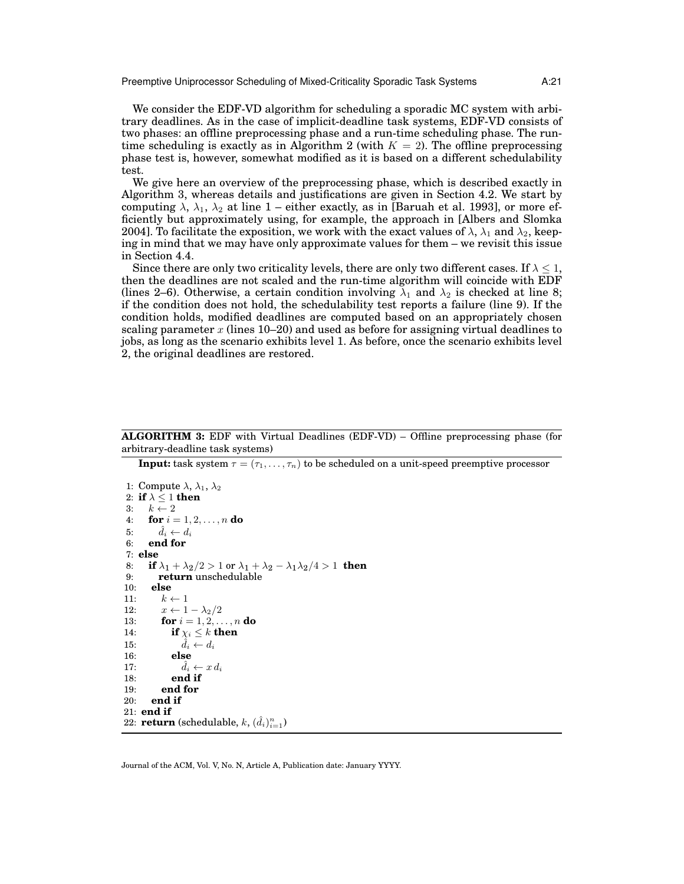We consider the EDF-VD algorithm for scheduling a sporadic MC system with arbitrary deadlines. As in the case of implicit-deadline task systems, EDF-VD consists of two phases: an offline preprocessing phase and a run-time scheduling phase. The run-time scheduling is exactly as in Algorithm 2 (with $K = 2$). The offline preprocessing phase test is, however, somewhat modified as it is based on a different schedulability test.

We give here an overview of the preprocessing phase, which is described exactly in Algorithm 3, whereas details and justifications are given in Section 4.2. We start by computing $\lambda$, $\lambda_1$, $\lambda_2$ at line 1 – either exactly, as in [Baruah et al. 1993], or more efficiently but approximately using, for example, the approach in [Albers and Slomka 2004]. To facilitate the exposition, we work with the exact values of $\lambda$, $\lambda_1$ and $\lambda_2$, keeping in mind that we may have only approximate values for them – we revisit this issue in Section 4.4.

Since there are only two criticality levels, there are only two different cases. If $\lambda \le 1$, then the deadlines are not scaled and the run-time algorithm will coincide with EDF (lines 2–6). Otherwise, a certain condition involving $\lambda_1$ and $\lambda_2$ is checked at line 8; if the condition does not hold, the schedulability test reports a failure (line 9). If the condition holds, modified deadlines are computed based on an appropriately chosen scaling parameter $x$ (lines 10–20) and used as before for assigning virtual deadlines to jobs, as long as the scenario exhibits level 1. As before, once the scenario exhibits level 2, the original deadlines are restored.

**ALGORITHM 3:** EDF with Virtual Deadlines (EDF-VD) – Offline preprocessing phase (for arbitrary-deadline task systems)

**Input:** task system $\tau = (\tau_1, \ldots, \tau_n)$ to be scheduled on a unit-speed preemptive processor

```
 1: Compute λ, λ_1, λ_2
 2: if λ ≤ 1 then
 3:    k ← 2
 4:    for i = 1, 2, ..., n do
 5:       d̂_i ← d_i
 6:    end for
 7: else
 8:    if λ_1 + λ_2/2 > 1 or λ_1 + λ_2 − λ_1 λ_2/4 > 1 then
 9:       return unschedulable
10:    else
11:       k ← 1
12:       x ← 1 − λ_2/2
13:       for i = 1, 2, ..., n do
14:          if χ_i ≤ k then
15:             d̂_i ← d_i
16:          else
17:             d̂_i ← x d_i
18:          end if
19:       end for
20:    end if
21: end if
22: return (schedulable, k, (d̂_i)_{i=1}^n)
```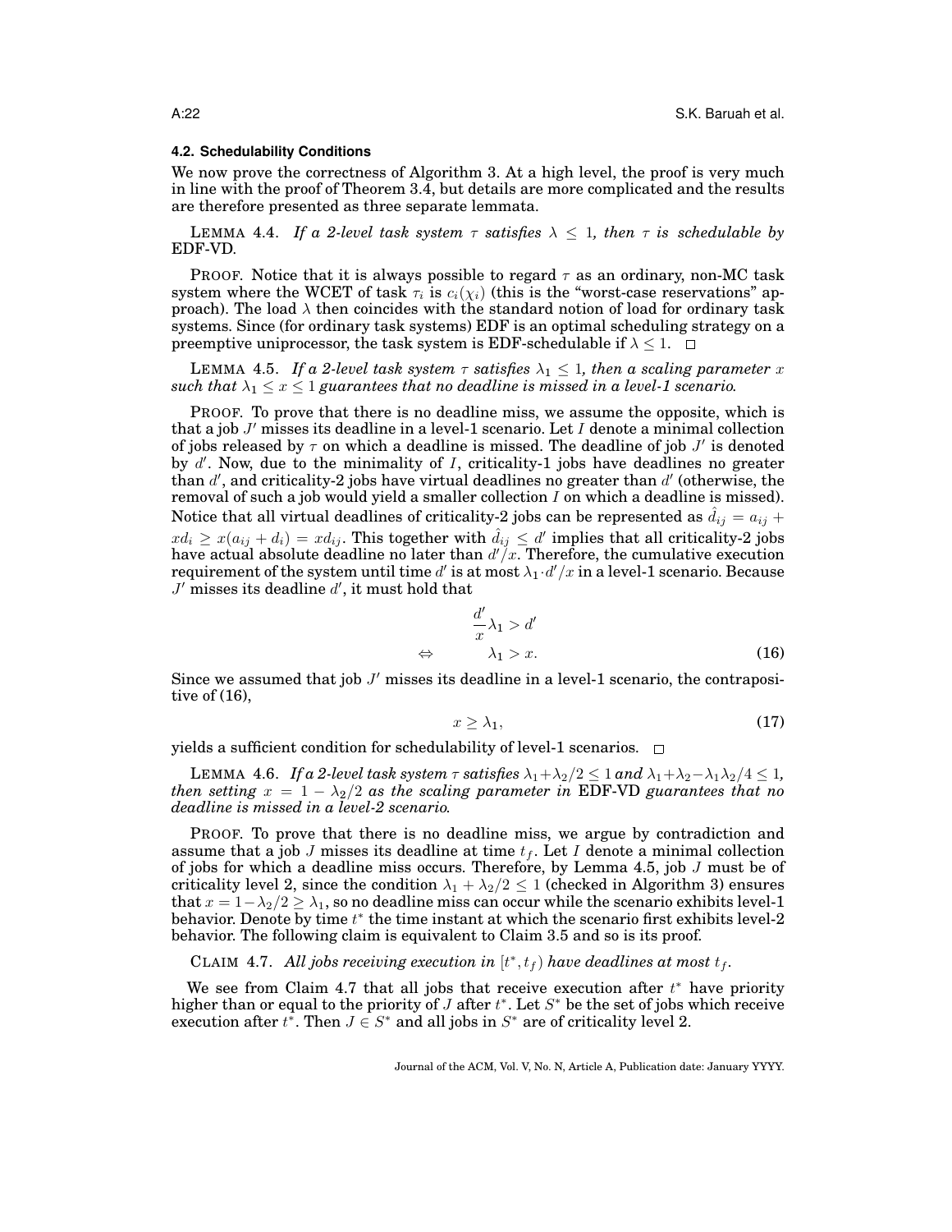### 4.2. Schedulability Conditions

We now prove the correctness of Algorithm 3. At a high level, the proof is very much in line with the proof of Theorem 3.4, but details are more complicated and the results are therefore presented as three separate lemmata.

LEMMA 4.4. *If a 2-level task system $\tau$ satisfies $\lambda \leq 1$, then $\tau$ is schedulable by* EDF-VD.

PROOF. Notice that it is always possible to regard $\tau$ as an ordinary, non-MC task system where the WCET of task $\tau_i$ is $c_i(\chi_i)$ (this is the "worst-case reservations" approach). The load $\lambda$ then coincides with the standard notion of load for ordinary task systems. Since (for ordinary task systems) EDF is an optimal scheduling strategy on a preemptive uniprocessor, the task system is EDF-schedulable if $\lambda \leq 1$. □

LEMMA 4.5. *If a 2-level task system $\tau$ satisfies $\lambda_1 \leq 1$, then a scaling parameter $x$ such that $\lambda_1 \leq x \leq 1$ guarantees that no deadline is missed in a level-1 scenario.*

PROOF. To prove that there is no deadline miss, we assume the opposite, which is that a job $J'$ misses its deadline in a level-1 scenario. Let $I$ denote a minimal collection of jobs released by $\tau$ on which a deadline is missed. The deadline of job $J'$ is denoted by $d'$. Now, due to the minimality of $I$, criticality-1 jobs have deadlines no greater than $d'$, and criticality-2 jobs have virtual deadlines no greater than $d'$ (otherwise, the removal of such a job would yield a smaller collection $I$ on which a deadline is missed). Notice that all virtual deadlines of criticality-2 jobs can be represented as $\hat{d}_{ij} = a_{ij} + xd_i \geq x(a_{ij} + d_i) = xd_{ij}$. This together with $\hat{d}_{ij} \leq d'$ implies that all criticality-2 jobs have actual absolute deadline no later than $d'/x$. Therefore, the cumulative execution requirement of the system until time $d'$ is at most $\lambda_1 \cdot d'/x$ in a level-1 scenario. Because $J'$ misses its deadline $d'$, it must hold that

$$\begin{aligned} & \frac{d'}{x}\lambda_1 > d' \\ \Leftrightarrow \qquad & \lambda_1 > x. \end{aligned} \tag{16}$$

Since we assumed that job $J'$ misses its deadline in a level-1 scenario, the contrapositive of (16),

$$x \geq \lambda_1, \tag{17}$$

yields a sufficient condition for schedulability of level-1 scenarios. □

LEMMA 4.6. *If a 2-level task system $\tau$ satisfies $\lambda_1 + \lambda_2/2 \leq 1$ and $\lambda_1 + \lambda_2 - \lambda_1\lambda_2/4 \leq 1$, then setting $x = 1 - \lambda_2/2$ as the scaling parameter in* EDF-VD *guarantees that no deadline is missed in a level-2 scenario.*

PROOF. To prove that there is no deadline miss, we argue by contradiction and assume that a job $J$ misses its deadline at time $t_f$. Let $I$ denote a minimal collection of jobs for which a deadline miss occurs. Therefore, by Lemma 4.5, job $J$ must be of criticality level 2, since the condition $\lambda_1 + \lambda_2/2 \leq 1$ (checked in Algorithm 3) ensures that $x = 1 - \lambda_2/2 \geq \lambda_1$, so no deadline miss can occur while the scenario exhibits level-1 behavior. Denote by time $t^*$ the time instant at which the scenario first exhibits level-2 behavior. The following claim is equivalent to Claim 3.5 and so is its proof.

CLAIM 4.7. *All jobs receiving execution in $[t^*, t_f)$ have deadlines at most $t_f$.*

We see from Claim 4.7 that all jobs that receive execution after $t^*$ have priority higher than or equal to the priority of $J$ after $t^*$. Let $S^*$ be the set of jobs which receive execution after $t^*$. Then $J \in S^*$ and all jobs in $S^*$ are of criticality level 2.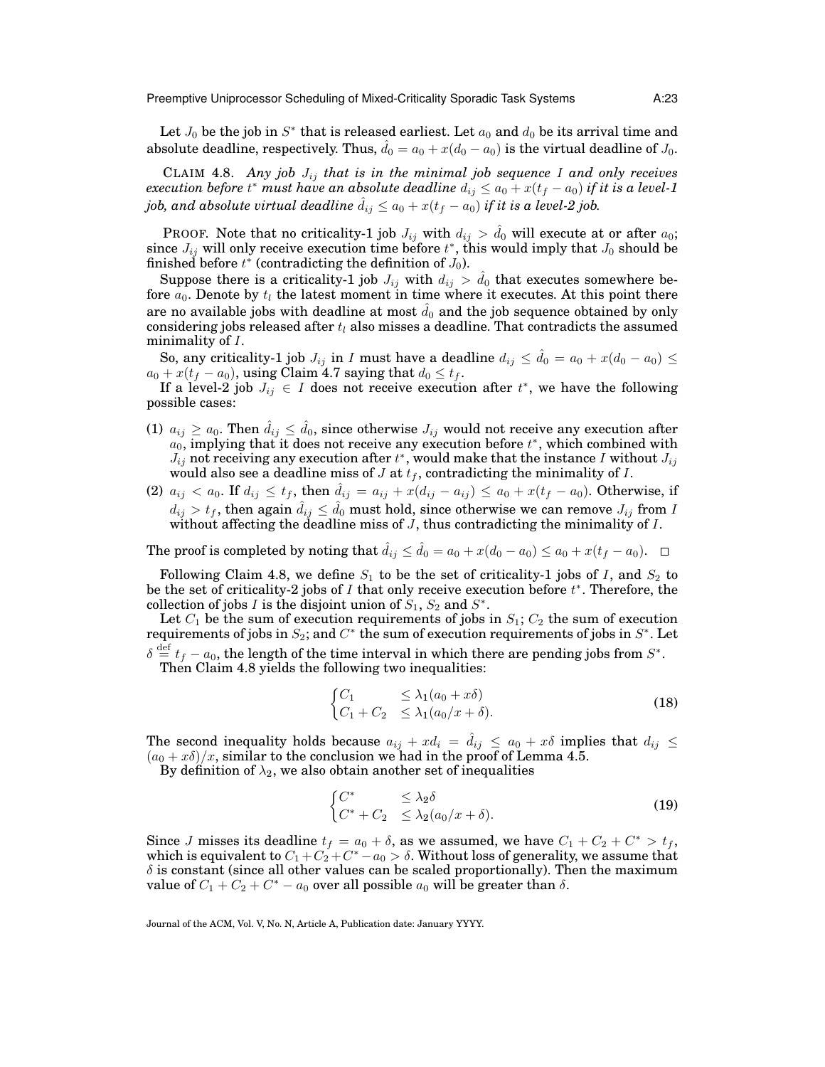Let $J_0$ be the job in $S^*$ that is released earliest. Let $a_0$ and $d_0$ be its arrival time and absolute deadline, respectively. Thus, $\hat{d}_0 = a_0 + x(d_0 - a_0)$ is the virtual deadline of $J_0$.

CLAIM 4.8. *Any job $J_{ij}$ that is in the minimal job sequence $I$ and only receives execution before $t^*$ must have an absolute deadline $d_{ij} \le a_0 + x(t_f - a_0)$ if it is a level-1 job, and absolute virtual deadline $\hat{d}_{ij} \le a_0 + x(t_f - a_0)$ if it is a level-2 job.*

PROOF. Note that no criticality-1 job $J_{ij}$ with $d_{ij} > \hat{d}_0$ will execute at or after $a_0$; since $J_{ij}$ will only receive execution time before $t^*$, this would imply that $J_0$ should be finished before $t^*$ (contradicting the definition of $J_0$).

Suppose there is a criticality-1 job $J_{ij}$ with $d_{ij} > \hat{d}_0$ that executes somewhere before $a_0$. Denote by $t_l$ the latest moment in time where it executes. At this point there are no available jobs with deadline at most $\hat{d}_0$ and the job sequence obtained by only considering jobs released after $t_l$ also misses a deadline. That contradicts the assumed minimality of $I$.

So, any criticality-1 job $J_{ij}$ in $I$ must have a deadline $d_{ij} \le \hat{d}_0 = a_0 + x(d_0 - a_0) \le a_0 + x(t_f - a_0)$, using Claim 4.7 saying that $d_0 \le t_f$.

If a level-2 job $J_{ij} \in I$ does not receive execution after $t^*$, we have the following possible cases:

(1) $a_{ij} \ge a_0$. Then $\hat{d}_{ij} \le \hat{d}_0$, since otherwise $J_{ij}$ would not receive any execution after $a_0$, implying that it does not receive any execution before $t^*$, which combined with $J_{ij}$ not receiving any execution after $t^*$, would make that the instance $I$ without $J_{ij}$ would also see a deadline miss of $J$ at $t_f$, contradicting the minimality of $I$.

(2) $a_{ij} < a_0$. If $d_{ij} \le t_f$, then $\hat{d}_{ij} = a_{ij} + x(d_{ij} - a_{ij}) \le a_0 + x(t_f - a_0)$. Otherwise, if $d_{ij} > t_f$, then again $\hat{d}_{ij} \le \hat{d}_0$ must hold, since otherwise we can remove $J_{ij}$ from $I$ without affecting the deadline miss of $J$, thus contradicting the minimality of $I$.

The proof is completed by noting that $\hat{d}_{ij} \le \hat{d}_0 = a_0 + x(d_0 - a_0) \le a_0 + x(t_f - a_0)$. $\square$

Following Claim 4.8, we define $S_1$ to be the set of criticality-1 jobs of $I$, and $S_2$ to be the set of criticality-2 jobs of $I$ that only receive execution before $t^*$. Therefore, the collection of jobs $I$ is the disjoint union of $S_1$, $S_2$ and $S^*$.

Let $C_1$ be the sum of execution requirements of jobs in $S_1$; $C_2$ the sum of execution requirements of jobs in $S_2$; and $C^*$ the sum of execution requirements of jobs in $S^*$. Let $\delta \overset{\text{def}}{=} t_f - a_0$, the length of the time interval in which there are pending jobs from $S^*$.

Then Claim 4.8 yields the following two inequalities:

$$\begin{cases} C_1 & \le \lambda_1(a_0 + x\delta) \\ C_1 + C_2 & \le \lambda_1(a_0/x + \delta). \end{cases} \tag{18}$$

The second inequality holds because $a_{ij} + xd_i = \hat{d}_{ij} \le a_0 + x\delta$ implies that $d_{ij} \le (a_0 + x\delta)/x$, similar to the conclusion we had in the proof of Lemma 4.5.

By definition of $\lambda_2$, we also obtain another set of inequalities

$$\begin{cases} C^* & \le \lambda_2\delta \\ C^* + C_2 & \le \lambda_2(a_0/x + \delta). \end{cases} \tag{19}$$

Since $J$ misses its deadline $t_f = a_0 + \delta$, as we assumed, we have $C_1 + C_2 + C^* > t_f$, which is equivalent to $C_1 + C_2 + C^* - a_0 > \delta$. Without loss of generality, we assume that $\delta$ is constant (since all other values can be scaled proportionally). Then the maximum value of $C_1 + C_2 + C^* - a_0$ over all possible $a_0$ will be greater than $\delta$.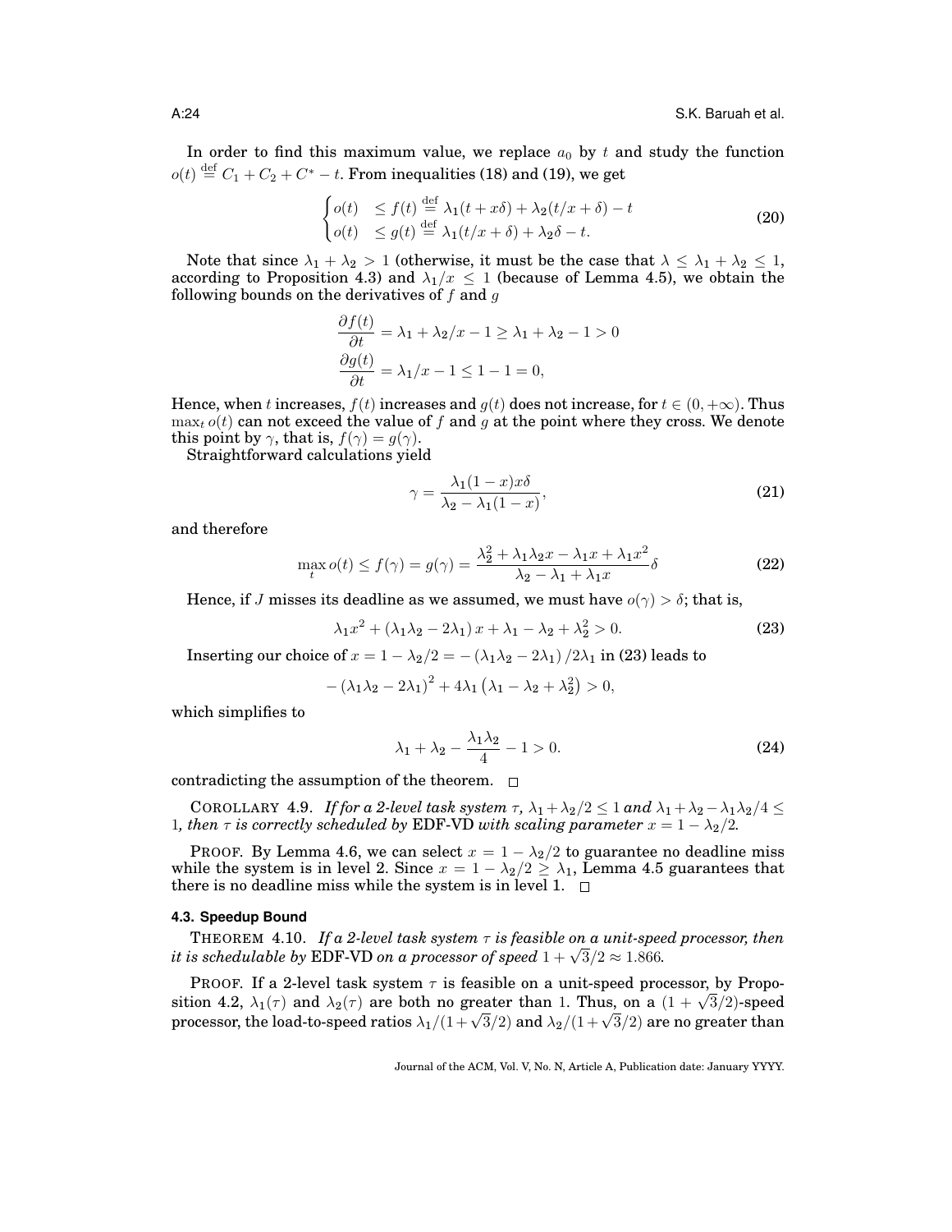In order to find this maximum value, we replace $a_0$ by $t$ and study the function $o(t) \stackrel{\text{def}}{=} C_1 + C_2 + C^* - t$. From inequalities (18) and (19), we get

$$\begin{cases} o(t) & \leq f(t) \stackrel{\text{def}}{=} \lambda_1(t + x\delta) + \lambda_2(t/x + \delta) - t \\ o(t) & \leq g(t) \stackrel{\text{def}}{=} \lambda_1(t/x + \delta) + \lambda_2\delta - t. \end{cases} \tag{20}$$

Note that since $\lambda_1 + \lambda_2 > 1$ (otherwise, it must be the case that $\lambda \leq \lambda_1 + \lambda_2 \leq 1$, according to Proposition 4.3) and $\lambda_1/x \leq 1$ (because of Lemma 4.5), we obtain the following bounds on the derivatives of $f$ and $g$

$$\frac{\partial f(t)}{\partial t} = \lambda_1 + \lambda_2/x - 1 \geq \lambda_1 + \lambda_2 - 1 > 0$$
$$\frac{\partial g(t)}{\partial t} = \lambda_1/x - 1 \leq 1 - 1 = 0,$$

Hence, when $t$ increases, $f(t)$ increases and $g(t)$ does not increase, for $t \in (0, +\infty)$. Thus $\max_t o(t)$ can not exceed the value of $f$ and $g$ at the point where they cross. We denote this point by $\gamma$, that is, $f(\gamma) = g(\gamma)$.

Straightforward calculations yield

$$\gamma = \frac{\lambda_1(1-x)x\delta}{\lambda_2 - \lambda_1(1-x)}, \tag{21}$$

and therefore

$$\max_t o(t) \leq f(\gamma) = g(\gamma) = \frac{\lambda_2^2 + \lambda_1\lambda_2 x - \lambda_1 x + \lambda_1 x^2}{\lambda_2 - \lambda_1 + \lambda_1 x}\delta \tag{22}$$

Hence, if $J$ misses its deadline as we assumed, we must have $o(\gamma) > \delta$; that is,

$$\lambda_1 x^2 + (\lambda_1\lambda_2 - 2\lambda_1)\, x + \lambda_1 - \lambda_2 + \lambda_2^2 > 0. \tag{23}$$

Inserting our choice of $x = 1 - \lambda_2/2 = -(\lambda_1\lambda_2 - 2\lambda_1)/2\lambda_1$ in (23) leads to

$$-(\lambda_1\lambda_2 - 2\lambda_1)^2 + 4\lambda_1(\lambda_1 - \lambda_2 + \lambda_2^2) > 0,$$

which simplifies to

$$\lambda_1 + \lambda_2 - \frac{\lambda_1\lambda_2}{4} - 1 > 0. \tag{24}$$

contradicting the assumption of the theorem. □

COROLLARY 4.9. *If for a 2-level task system $\tau$, $\lambda_1 + \lambda_2/2 \leq 1$ and $\lambda_1 + \lambda_2 - \lambda_1\lambda_2/4 \leq 1$, then $\tau$ is correctly scheduled by* EDF-VD *with scaling parameter $x = 1 - \lambda_2/2$.*

PROOF. By Lemma 4.6, we can select $x = 1 - \lambda_2/2$ to guarantee no deadline miss while the system is in level 2. Since $x = 1 - \lambda_2/2 \geq \lambda_1$, Lemma 4.5 guarantees that there is no deadline miss while the system is in level 1. □

### 4.3. Speedup Bound

THEOREM 4.10. *If a 2-level task system $\tau$ is feasible on a unit-speed processor, then it is schedulable by* EDF-VD *on a processor of speed $1 + \sqrt{3}/2 \approx 1.866$.*

PROOF. If a 2-level task system $\tau$ is feasible on a unit-speed processor, by Proposition 4.2, $\lambda_1(\tau)$ and $\lambda_2(\tau)$ are both no greater than 1. Thus, on a $(1 + \sqrt{3}/2)$-speed processor, the load-to-speed ratios $\lambda_1/(1+\sqrt{3}/2)$ and $\lambda_2/(1+\sqrt{3}/2)$ are no greater than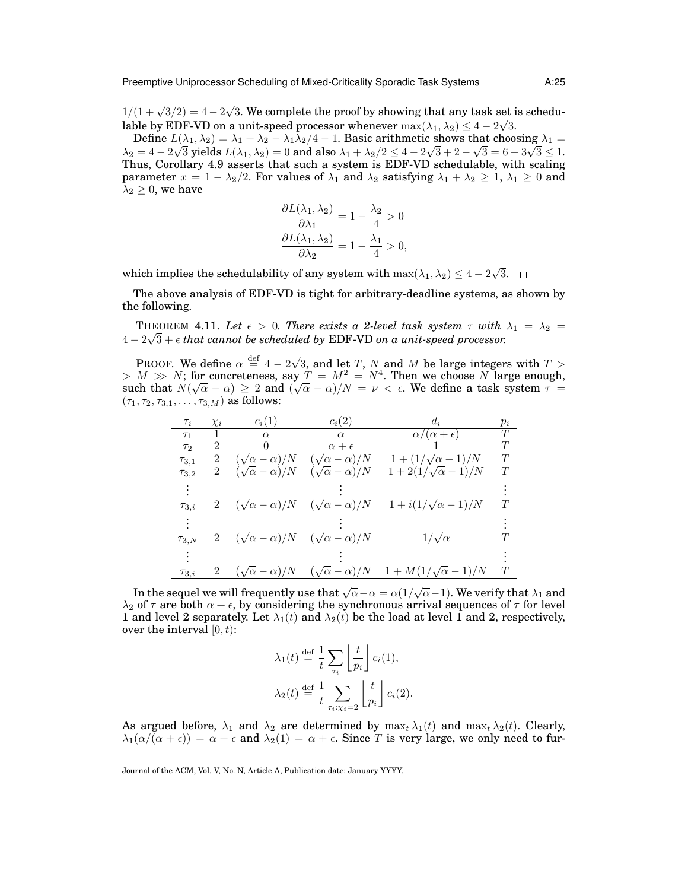$1/(1+\sqrt{3}/2) = 4-2\sqrt{3}$. We complete the proof by showing that any task set is schedulable by EDF-VD on a unit-speed processor whenever $\max(\lambda_1, \lambda_2) \le 4-2\sqrt{3}$.

Define $L(\lambda_1, \lambda_2) = \lambda_1 + \lambda_2 - \lambda_1\lambda_2/4 - 1$. Basic arithmetic shows that choosing $\lambda_1 = \lambda_2 = 4-2\sqrt{3}$ yields $L(\lambda_1, \lambda_2) = 0$ and also $\lambda_1 + \lambda_2/2 \le 4-2\sqrt{3}+2-\sqrt{3} = 6-3\sqrt{3} \le 1$. Thus, Corollary 4.9 asserts that such a system is EDF-VD schedulable, with scaling parameter $x = 1-\lambda_2/2$. For values of $\lambda_1$ and $\lambda_2$ satisfying $\lambda_1+\lambda_2 \ge 1$, $\lambda_1 \ge 0$ and $\lambda_2 \ge 0$, we have

$$\frac{\partial L(\lambda_1,\lambda_2)}{\partial \lambda_1} = 1 - \frac{\lambda_2}{4} > 0$$
$$\frac{\partial L(\lambda_1,\lambda_2)}{\partial \lambda_2} = 1 - \frac{\lambda_1}{4} > 0,$$

which implies the schedulability of any system with $\max(\lambda_1, \lambda_2) \le 4-2\sqrt{3}$. □

The above analysis of EDF-VD is tight for arbitrary-deadline systems, as shown by the following.

THEOREM 4.11. *Let $\epsilon > 0$. There exists a 2-level task system $\tau$ with $\lambda_1 = \lambda_2 = 4-2\sqrt{3}+\epsilon$ that cannot be scheduled by* EDF-VD *on a unit-speed processor.*

PROOF. We define $\alpha \stackrel{\text{def}}{=} 4-2\sqrt{3}$, and let $T$, $N$ and $M$ be large integers with $T >> M \gg N$; for concreteness, say $T = M^2 = N^4$. Then we choose $N$ large enough, such that $N(\sqrt{\alpha}-\alpha) \ge 2$ and $(\sqrt{\alpha}-\alpha)/N = \nu < \epsilon$. We define a task system $\tau = (\tau_1, \tau_2, \tau_{3,1}, \ldots, \tau_{3,M})$ as follows:

| $\tau_i$ | $\chi_i$ | $c_i(1)$ | $c_i(2)$ | $d_i$ | $p_i$ |
|---|---|---|---|---|---|
| $\tau_1$ | 1 | $\alpha$ | $\alpha$ | $\alpha/(\alpha+\epsilon)$ | $T$ |
| $\tau_2$ | 2 | 0 | $\alpha+\epsilon$ | 1 | $T$ |
| $\tau_{3,1}$ | 2 | $(\sqrt{\alpha}-\alpha)/N$ | $(\sqrt{\alpha}-\alpha)/N$ | $1+(1/\sqrt{\alpha}-1)/N$ | $T$ |
| $\tau_{3,2}$ | 2 | $(\sqrt{\alpha}-\alpha)/N$ | $(\sqrt{\alpha}-\alpha)/N$ | $1+2(1/\sqrt{\alpha}-1)/N$ | $T$ |
| $\vdots$ | | | $\vdots$ | | $\vdots$ |
| $\tau_{3,i}$ | 2 | $(\sqrt{\alpha}-\alpha)/N$ | $(\sqrt{\alpha}-\alpha)/N$ | $1+i(1/\sqrt{\alpha}-1)/N$ | $T$ |
| $\vdots$ | | | $\vdots$ | | $\vdots$ |
| $\tau_{3,N}$ | 2 | $(\sqrt{\alpha}-\alpha)/N$ | $(\sqrt{\alpha}-\alpha)/N$ | $1/\sqrt{\alpha}$ | $T$ |
| $\vdots$ | | | $\vdots$ | | $\vdots$ |
| $\tau_{3,i}$ | 2 | $(\sqrt{\alpha}-\alpha)/N$ | $(\sqrt{\alpha}-\alpha)/N$ | $1+M(1/\sqrt{\alpha}-1)/N$ | $T$ |

In the sequel we will frequently use that $\sqrt{\alpha}-\alpha = \alpha(1/\sqrt{\alpha}-1)$. We verify that $\lambda_1$ and $\lambda_2$ of $\tau$ are both $\alpha+\epsilon$, by considering the synchronous arrival sequences of $\tau$ for level 1 and level 2 separately. Let $\lambda_1(t)$ and $\lambda_2(t)$ be the load at level 1 and 2, respectively, over the interval $[0,t)$:

$$\lambda_1(t) \stackrel{\text{def}}{=} \frac{1}{t}\sum_{\tau_i}\left\lfloor\frac{t}{p_i}\right\rfloor c_i(1),$$
$$\lambda_2(t) \stackrel{\text{def}}{=} \frac{1}{t}\sum_{\tau_i:\chi_i=2}\left\lfloor\frac{t}{p_i}\right\rfloor c_i(2).$$

As argued before, $\lambda_1$ and $\lambda_2$ are determined by $\max_t \lambda_1(t)$ and $\max_t \lambda_2(t)$. Clearly, $\lambda_1(\alpha/(\alpha+\epsilon)) = \alpha+\epsilon$ and $\lambda_2(1) = \alpha+\epsilon$. Since $T$ is very large, we only need to fur-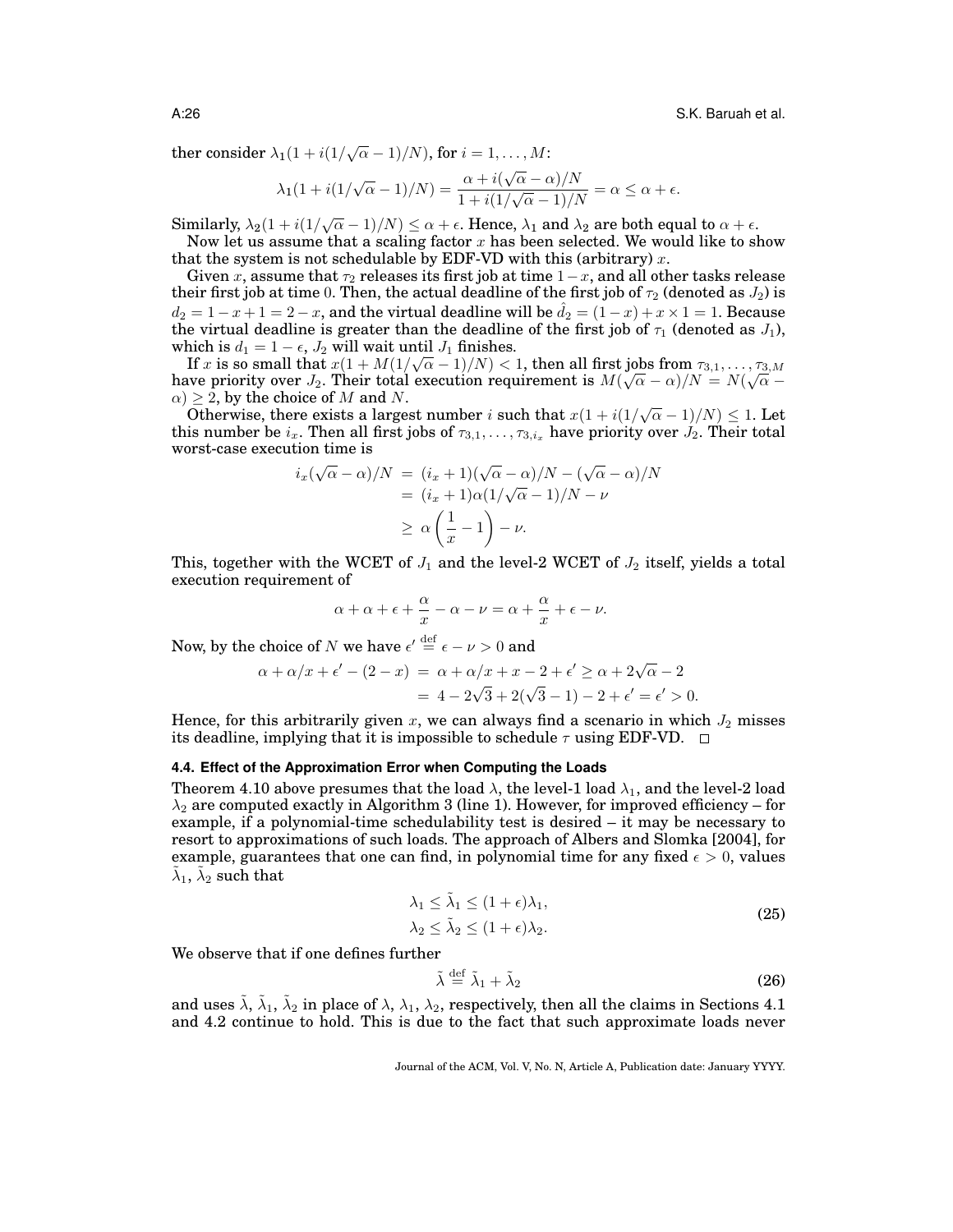ther consider $\lambda_1(1 + i(1/\sqrt{\alpha} - 1)/N)$, for $i = 1, \ldots, M$:

$$\lambda_1(1 + i(1/\sqrt{\alpha} - 1)/N) = \frac{\alpha + i(\sqrt{\alpha} - \alpha)/N}{1 + i(1/\sqrt{\alpha} - 1)/N} = \alpha \leq \alpha + \epsilon.$$

Similarly, $\lambda_2(1 + i(1/\sqrt{\alpha} - 1)/N) \leq \alpha + \epsilon$. Hence, $\lambda_1$ and $\lambda_2$ are both equal to $\alpha + \epsilon$.

Now let us assume that a scaling factor $x$ has been selected. We would like to show that the system is not schedulable by EDF-VD with this (arbitrary) $x$.

Given $x$, assume that $\tau_2$ releases its first job at time $1-x$, and all other tasks release their first job at time 0. Then, the actual deadline of the first job of $\tau_2$ (denoted as $J_2$) is $d_2 = 1 - x + 1 = 2 - x$, and the virtual deadline will be $\hat{d}_2 = (1 - x) + x \times 1 = 1$. Because the virtual deadline is greater than the deadline of the first job of $\tau_1$ (denoted as $J_1$), which is $d_1 = 1 - \epsilon$, $J_2$ will wait until $J_1$ finishes.

If $x$ is so small that $x(1 + M(1/\sqrt{\alpha} - 1)/N) < 1$, then all first jobs from $\tau_{3,1}, \ldots, \tau_{3,M}$ have priority over $J_2$. Their total execution requirement is $M(\sqrt{\alpha} - \alpha)/N = N(\sqrt{\alpha} - \alpha) \geq 2$, by the choice of $M$ and $N$.

Otherwise, there exists a largest number $i$ such that $x(1 + i(1/\sqrt{\alpha} - 1)/N) \leq 1$. Let this number be $i_x$. Then all first jobs of $\tau_{3,1}, \ldots, \tau_{3,i_x}$ have priority over $J_2$. Their total worst-case execution time is

$$\begin{aligned}
i_x(\sqrt{\alpha} - \alpha)/N &= (i_x + 1)(\sqrt{\alpha} - \alpha)/N - (\sqrt{\alpha} - \alpha)/N \\
&= (i_x + 1)\alpha(1/\sqrt{\alpha} - 1)/N - \nu \\
&\geq \alpha\left(\frac{1}{x} - 1\right) - \nu.
\end{aligned}$$

This, together with the WCET of $J_1$ and the level-2 WCET of $J_2$ itself, yields a total execution requirement of

$$\alpha + \alpha + \epsilon + \frac{\alpha}{x} - \alpha - \nu = \alpha + \frac{\alpha}{x} + \epsilon - \nu.$$

Now, by the choice of $N$ we have $\epsilon' \stackrel{\text{def}}{=} \epsilon - \nu > 0$ and

$$\begin{aligned}
\alpha + \alpha/x + \epsilon' - (2 - x) &= \alpha + \alpha/x + x - 2 + \epsilon' \geq \alpha + 2\sqrt{\alpha} - 2 \\
&= 4 - 2\sqrt{3} + 2(\sqrt{3} - 1) - 2 + \epsilon' = \epsilon' > 0.
\end{aligned}$$

Hence, for this arbitrarily given $x$, we can always find a scenario in which $J_2$ misses its deadline, implying that it is impossible to schedule $\tau$ using EDF-VD. $\square$

### 4.4. Effect of the Approximation Error when Computing the Loads

Theorem 4.10 above presumes that the load $\lambda$, the level-1 load $\lambda_1$, and the level-2 load $\lambda_2$ are computed exactly in Algorithm 3 (line 1). However, for improved efficiency – for example, if a polynomial-time schedulability test is desired – it may be necessary to resort to approximations of such loads. The approach of Albers and Slomka [2004], for example, guarantees that one can find, in polynomial time for any fixed $\epsilon > 0$, values $\tilde{\lambda}_1$, $\tilde{\lambda}_2$ such that

$$\begin{aligned}
\lambda_1 &\leq \tilde{\lambda}_1 \leq (1 + \epsilon)\lambda_1, \\
\lambda_2 &\leq \tilde{\lambda}_2 \leq (1 + \epsilon)\lambda_2.
\end{aligned} \tag{25}$$

We observe that if one defines further

$$\tilde{\lambda} \stackrel{\text{def}}{=} \tilde{\lambda}_1 + \tilde{\lambda}_2 \tag{26}$$

and uses $\tilde{\lambda}$, $\tilde{\lambda}_1$, $\tilde{\lambda}_2$ in place of $\lambda$, $\lambda_1$, $\lambda_2$, respectively, then all the claims in Sections 4.1 and 4.2 continue to hold. This is due to the fact that such approximate loads never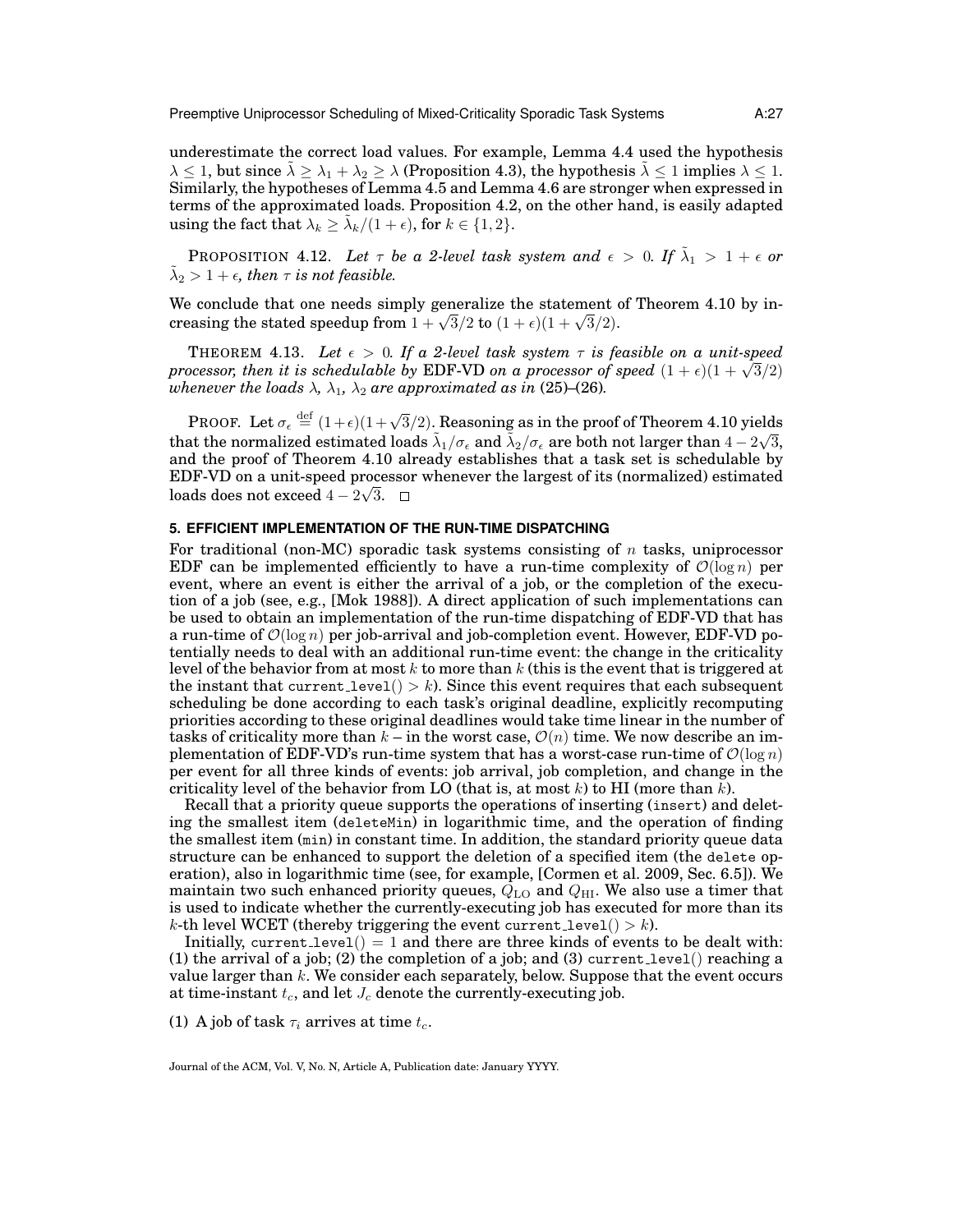underestimate the correct load values. For example, Lemma 4.4 used the hypothesis $\lambda \leq 1$, but since $\tilde{\lambda} \geq \lambda_1 + \lambda_2 \geq \lambda$ (Proposition 4.3), the hypothesis $\tilde{\lambda} \leq 1$ implies $\lambda \leq 1$. Similarly, the hypotheses of Lemma 4.5 and Lemma 4.6 are stronger when expressed in terms of the approximated loads. Proposition 4.2, on the other hand, is easily adapted using the fact that $\lambda_k \geq \tilde{\lambda}_k/(1+\epsilon)$, for $k \in \{1, 2\}$.

PROPOSITION 4.12. *Let $\tau$ be a 2-level task system and $\epsilon > 0$. If $\tilde{\lambda}_1 > 1 + \epsilon$ or $\tilde{\lambda}_2 > 1 + \epsilon$, then $\tau$ is not feasible.*

We conclude that one needs simply generalize the statement of Theorem 4.10 by increasing the stated speedup from $1 + \sqrt{3}/2$ to $(1+\epsilon)(1 + \sqrt{3}/2)$.

THEOREM 4.13. *Let $\epsilon > 0$. If a 2-level task system $\tau$ is feasible on a unit-speed processor, then it is schedulable by* EDF-VD *on a processor of speed $(1+\epsilon)(1+\sqrt{3}/2)$ whenever the loads $\lambda$, $\lambda_1$, $\lambda_2$ are approximated as in (25)–(26).*

PROOF. Let $\sigma_\epsilon \stackrel{\text{def}}{=} (1+\epsilon)(1+\sqrt{3}/2)$. Reasoning as in the proof of Theorem 4.10 yields that the normalized estimated loads $\tilde{\lambda}_1/\sigma_\epsilon$ and $\tilde{\lambda}_2/\sigma_\epsilon$ are both not larger than $4 - 2\sqrt{3}$, and the proof of Theorem 4.10 already establishes that a task set is schedulable by EDF-VD on a unit-speed processor whenever the largest of its (normalized) estimated loads does not exceed $4 - 2\sqrt{3}$. □

## 5. EFFICIENT IMPLEMENTATION OF THE RUN-TIME DISPATCHING

For traditional (non-MC) sporadic task systems consisting of $n$ tasks, uniprocessor EDF can be implemented efficiently to have a run-time complexity of $\mathcal{O}(\log n)$ per event, where an event is either the arrival of a job, or the completion of the execution of a job (see, e.g., [Mok 1988]). A direct application of such implementations can be used to obtain an implementation of the run-time dispatching of EDF-VD that has a run-time of $\mathcal{O}(\log n)$ per job-arrival and job-completion event. However, EDF-VD potentially needs to deal with an additional run-time event: the change in the criticality level of the behavior from at most $k$ to more than $k$ (this is the event that is triggered at the instant that current_level() $> k$). Since this event requires that each subsequent scheduling be done according to each task's original deadline, explicitly recomputing priorities according to these original deadlines would take time linear in the number of tasks of criticality more than $k$ – in the worst case, $\mathcal{O}(n)$ time. We now describe an implementation of EDF-VD's run-time system that has a worst-case run-time of $\mathcal{O}(\log n)$ per event for all three kinds of events: job arrival, job completion, and change in the criticality level of the behavior from LO (that is, at most $k$) to HI (more than $k$).

Recall that a priority queue supports the operations of inserting (insert) and deleting the smallest item (deleteMin) in logarithmic time, and the operation of finding the smallest item (min) in constant time. In addition, the standard priority queue data structure can be enhanced to support the deletion of a specified item (the delete operation), also in logarithmic time (see, for example, [Cormen et al. 2009, Sec. 6.5]). We maintain two such enhanced priority queues, $Q_{\text{LO}}$ and $Q_{\text{HI}}$. We also use a timer that is used to indicate whether the currently-executing job has executed for more than its $k$-th level WCET (thereby triggering the event current_level() $> k$).

Initially, current_level() $= 1$ and there are three kinds of events to be dealt with: (1) the arrival of a job; (2) the completion of a job; and (3) current_level() reaching a value larger than $k$. We consider each separately, below. Suppose that the event occurs at time-instant $t_c$, and let $J_c$ denote the currently-executing job.

(1) A job of task $\tau_i$ arrives at time $t_c$.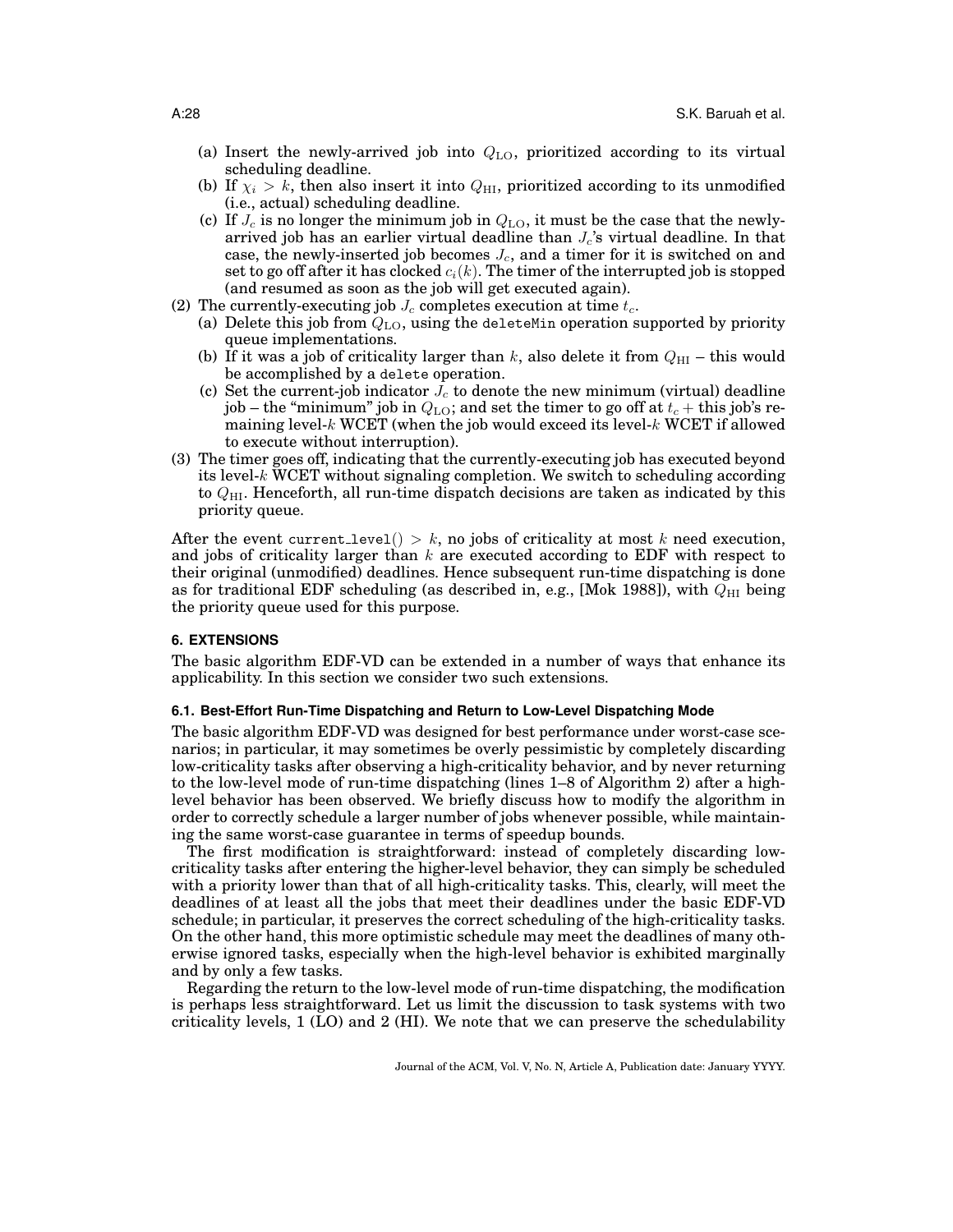(a) Insert the newly-arrived job into $Q_{\mathrm{LO}}$, prioritized according to its virtual scheduling deadline.

(b) If $\chi_i > k$, then also insert it into $Q_{\mathrm{HI}}$, prioritized according to its unmodified (i.e., actual) scheduling deadline.

(c) If $J_c$ is no longer the minimum job in $Q_{\mathrm{LO}}$, it must be the case that the newly-arrived job has an earlier virtual deadline than $J_c$'s virtual deadline. In that case, the newly-inserted job becomes $J_c$, and a timer for it is switched on and set to go off after it has clocked $c_i(k)$. The timer of the interrupted job is stopped (and resumed as soon as the job will get executed again).

(2) The currently-executing job $J_c$ completes execution at time $t_c$.

(a) Delete this job from $Q_{\mathrm{LO}}$, using the `deleteMin` operation supported by priority queue implementations.

(b) If it was a job of criticality larger than $k$, also delete it from $Q_{\mathrm{HI}}$ – this would be accomplished by a `delete` operation.

(c) Set the current-job indicator $J_c$ to denote the new minimum (virtual) deadline job – the "minimum" job in $Q_{\mathrm{LO}}$; and set the timer to go off at $t_c +$ this job's remaining level-$k$ WCET (when the job would exceed its level-$k$ WCET if allowed to execute without interruption).

(3) The timer goes off, indicating that the currently-executing job has executed beyond its level-$k$ WCET without signaling completion. We switch to scheduling according to $Q_{\mathrm{HI}}$. Henceforth, all run-time dispatch decisions are taken as indicated by this priority queue.

After the event `current_level()` $> k$, no jobs of criticality at most $k$ need execution, and jobs of criticality larger than $k$ are executed according to EDF with respect to their original (unmodified) deadlines. Hence subsequent run-time dispatching is done as for traditional EDF scheduling (as described in, e.g., [Mok 1988]), with $Q_{\mathrm{HI}}$ being the priority queue used for this purpose.

## 6. EXTENSIONS

The basic algorithm EDF-VD can be extended in a number of ways that enhance its applicability. In this section we consider two such extensions.

### 6.1. Best-Effort Run-Time Dispatching and Return to Low-Level Dispatching Mode

The basic algorithm EDF-VD was designed for best performance under worst-case scenarios; in particular, it may sometimes be overly pessimistic by completely discarding low-criticality tasks after observing a high-criticality behavior, and by never returning to the low-level mode of run-time dispatching (lines 1–8 of Algorithm 2) after a high-level behavior has been observed. We briefly discuss how to modify the algorithm in order to correctly schedule a larger number of jobs whenever possible, while maintaining the same worst-case guarantee in terms of speedup bounds.

The first modification is straightforward: instead of completely discarding low-criticality tasks after entering the higher-level behavior, they can simply be scheduled with a priority lower than that of all high-criticality tasks. This, clearly, will meet the deadlines of at least all the jobs that meet their deadlines under the basic EDF-VD schedule; in particular, it preserves the correct scheduling of the high-criticality tasks. On the other hand, this more optimistic schedule may meet the deadlines of many otherwise ignored tasks, especially when the high-level behavior is exhibited marginally and by only a few tasks.

Regarding the return to the low-level mode of run-time dispatching, the modification is perhaps less straightforward. Let us limit the discussion to task systems with two criticality levels, 1 (LO) and 2 (HI). We note that we can preserve the schedulability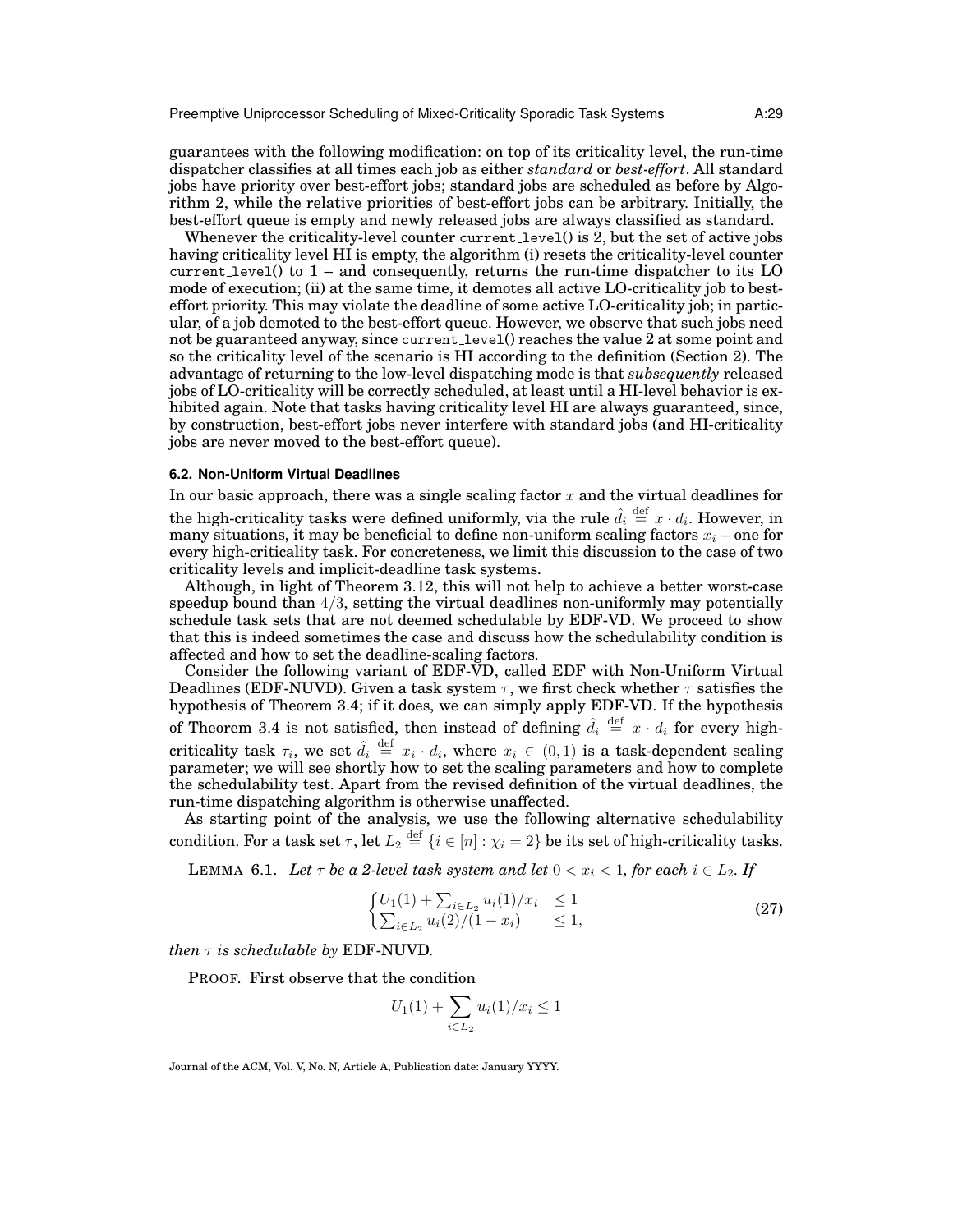guarantees with the following modification: on top of its criticality level, the run-time dispatcher classifies at all times each job as either *standard* or *best-effort*. All standard jobs have priority over best-effort jobs; standard jobs are scheduled as before by Algorithm 2, while the relative priorities of best-effort jobs can be arbitrary. Initially, the best-effort queue is empty and newly released jobs are always classified as standard.

Whenever the criticality-level counter `current_level()` is 2, but the set of active jobs having criticality level HI is empty, the algorithm (i) resets the criticality-level counter `current_level()` to 1 – and consequently, returns the run-time dispatcher to its LO mode of execution; (ii) at the same time, it demotes all active LO-criticality job to best-effort priority. This may violate the deadline of some active LO-criticality job; in particular, of a job demoted to the best-effort queue. However, we observe that such jobs need not be guaranteed anyway, since `current_level()` reaches the value 2 at some point and so the criticality level of the scenario is HI according to the definition (Section 2). The advantage of returning to the low-level dispatching mode is that *subsequently* released jobs of LO-criticality will be correctly scheduled, at least until a HI-level behavior is exhibited again. Note that tasks having criticality level HI are always guaranteed, since, by construction, best-effort jobs never interfere with standard jobs (and HI-criticality jobs are never moved to the best-effort queue).

### 6.2. Non-Uniform Virtual Deadlines

In our basic approach, there was a single scaling factor $x$ and the virtual deadlines for the high-criticality tasks were defined uniformly, via the rule $\hat{d}_i \stackrel{\text{def}}{=} x \cdot d_i$. However, in many situations, it may be beneficial to define non-uniform scaling factors $x_i$ – one for every high-criticality task. For concreteness, we limit this discussion to the case of two criticality levels and implicit-deadline task systems.

Although, in light of Theorem 3.12, this will not help to achieve a better worst-case speedup bound than $4/3$, setting the virtual deadlines non-uniformly may potentially schedule task sets that are not deemed schedulable by EDF-VD. We proceed to show that this is indeed sometimes the case and discuss how the schedulability condition is affected and how to set the deadline-scaling factors.

Consider the following variant of EDF-VD, called EDF with Non-Uniform Virtual Deadlines (EDF-NUVD). Given a task system $\tau$, we first check whether $\tau$ satisfies the hypothesis of Theorem 3.4; if it does, we can simply apply EDF-VD. If the hypothesis of Theorem 3.4 is not satisfied, then instead of defining $\hat{d}_i \stackrel{\text{def}}{=} x \cdot d_i$ for every high-criticality task $\tau_i$, we set $\hat{d}_i \stackrel{\text{def}}{=} x_i \cdot d_i$, where $x_i \in (0, 1)$ is a task-dependent scaling parameter; we will see shortly how to set the scaling parameters and how to complete the schedulability test. Apart from the revised definition of the virtual deadlines, the run-time dispatching algorithm is otherwise unaffected.

As starting point of the analysis, we use the following alternative schedulability condition. For a task set $\tau$, let $L_2 \stackrel{\text{def}}{=} \{i \in [n] : \chi_i = 2\}$ be its set of high-criticality tasks.

LEMMA 6.1. *Let $\tau$ be a 2-level task system and let $0 < x_i < 1$, for each $i \in L_2$. If*

$$\begin{cases} U_1(1) + \sum_{i \in L_2} u_i(1)/x_i & \leq 1 \\ \sum_{i \in L_2} u_i(2)/(1 - x_i) & \leq 1, \end{cases} \tag{27}$$

*then $\tau$ is schedulable by* EDF-NUVD.

PROOF. First observe that the condition

$$U_1(1) + \sum_{i \in L_2} u_i(1)/x_i \leq 1$$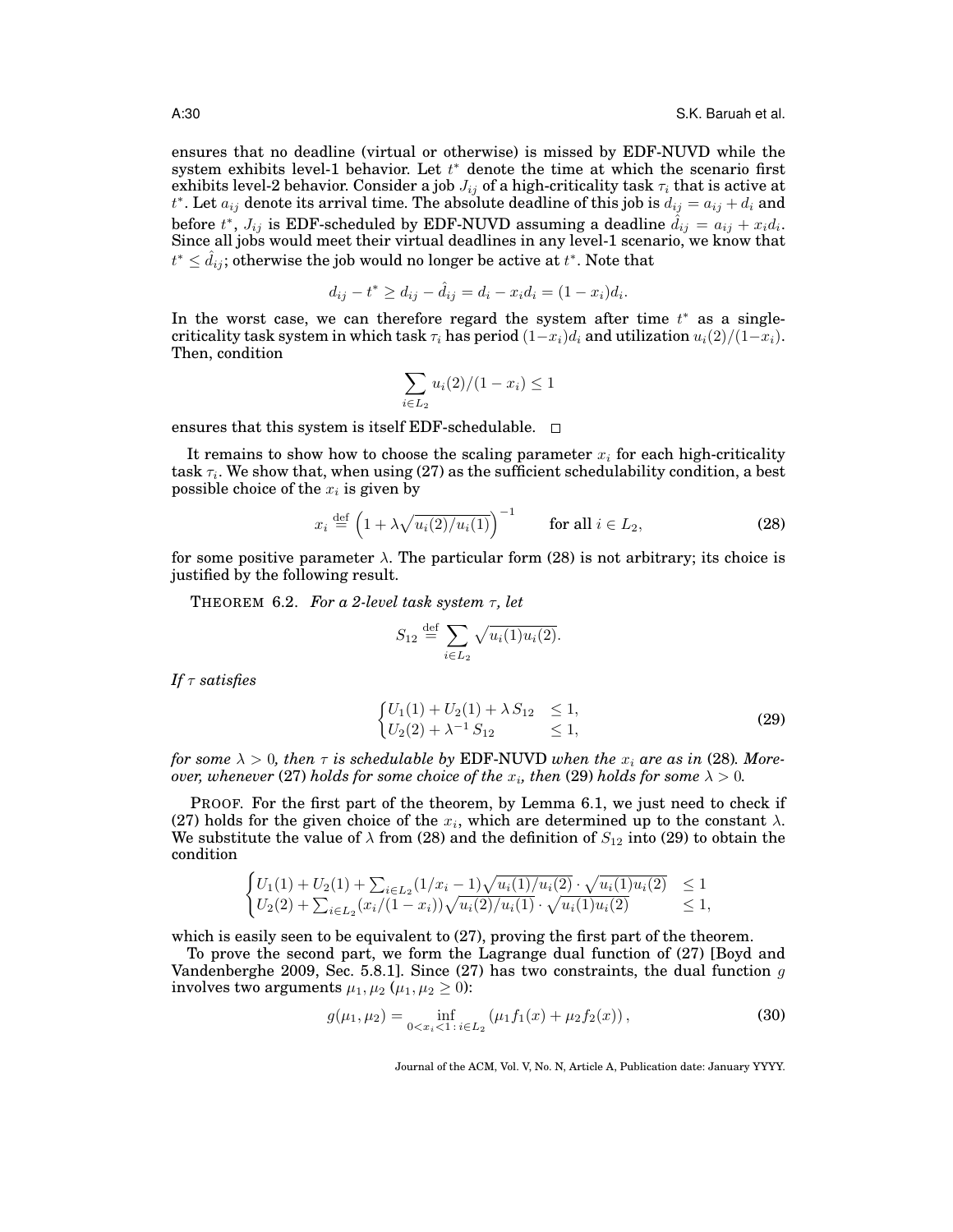ensures that no deadline (virtual or otherwise) is missed by EDF-NUVD while the system exhibits level-1 behavior. Let $t^*$ denote the time at which the scenario first exhibits level-2 behavior. Consider a job $J_{ij}$ of a high-criticality task $\tau_i$ that is active at $t^*$. Let $a_{ij}$ denote its arrival time. The absolute deadline of this job is $d_{ij} = a_{ij} + d_i$ and before $t^*$, $J_{ij}$ is EDF-scheduled by EDF-NUVD assuming a deadline $\hat{d}_{ij} = a_{ij} + x_i d_i$. Since all jobs would meet their virtual deadlines in any level-1 scenario, we know that $t^* \leq \hat{d}_{ij}$; otherwise the job would no longer be active at $t^*$. Note that

$$d_{ij} - t^* \geq d_{ij} - \hat{d}_{ij} = d_i - x_i d_i = (1 - x_i) d_i.$$

In the worst case, we can therefore regard the system after time $t^*$ as a single-criticality task system in which task $\tau_i$ has period $(1-x_i)d_i$ and utilization $u_i(2)/(1-x_i)$. Then, condition

$$\sum_{i \in L_2} u_i(2)/(1 - x_i) \leq 1$$

ensures that this system is itself EDF-schedulable. $\square$

It remains to show how to choose the scaling parameter $x_i$ for each high-criticality task $\tau_i$. We show that, when using (27) as the sufficient schedulability condition, a best possible choice of the $x_i$ is given by

$$x_i \overset{\text{def}}{=} \left(1 + \lambda \sqrt{u_i(2)/u_i(1)}\right)^{-1} \qquad \text{for all } i \in L_2, \tag{28}$$

for some positive parameter $\lambda$. The particular form (28) is not arbitrary; its choice is justified by the following result.

THEOREM 6.2. *For a 2-level task system $\tau$, let*

$$S_{12} \overset{\text{def}}{=} \sum_{i \in L_2} \sqrt{u_i(1) u_i(2)}.$$

*If $\tau$ satisfies*

$$\begin{cases} U_1(1) + U_2(1) + \lambda \, S_{12} & \leq 1, \\ U_2(2) + \lambda^{-1} \, S_{12} & \leq 1, \end{cases} \tag{29}$$

*for some $\lambda > 0$, then $\tau$ is schedulable by* EDF-NUVD *when the $x_i$ are as in* (28)*. Moreover, whenever* (27) *holds for some choice of the $x_i$, then* (29) *holds for some $\lambda > 0$.*

PROOF. For the first part of the theorem, by Lemma 6.1, we just need to check if (27) holds for the given choice of the $x_i$, which are determined up to the constant $\lambda$. We substitute the value of $\lambda$ from (28) and the definition of $S_{12}$ into (29) to obtain the condition

$$\begin{cases} U_1(1) + U_2(1) + \sum_{i \in L_2} (1/x_i - 1) \sqrt{u_i(1)/u_i(2)} \cdot \sqrt{u_i(1) u_i(2)} & \leq 1 \\ U_2(2) + \sum_{i \in L_2} (x_i/(1 - x_i)) \sqrt{u_i(2)/u_i(1)} \cdot \sqrt{u_i(1) u_i(2)} & \leq 1, \end{cases}$$

which is easily seen to be equivalent to (27), proving the first part of the theorem.

To prove the second part, we form the Lagrange dual function of (27) [Boyd and Vandenberghe 2009, Sec. 5.8.1]. Since (27) has two constraints, the dual function $g$ involves two arguments $\mu_1, \mu_2$ ($\mu_1, \mu_2 \geq 0$):

$$g(\mu_1, \mu_2) = \inf_{0 < x_i < 1 \,:\, i \in L_2} \left( \mu_1 f_1(x) + \mu_2 f_2(x) \right), \tag{30}$$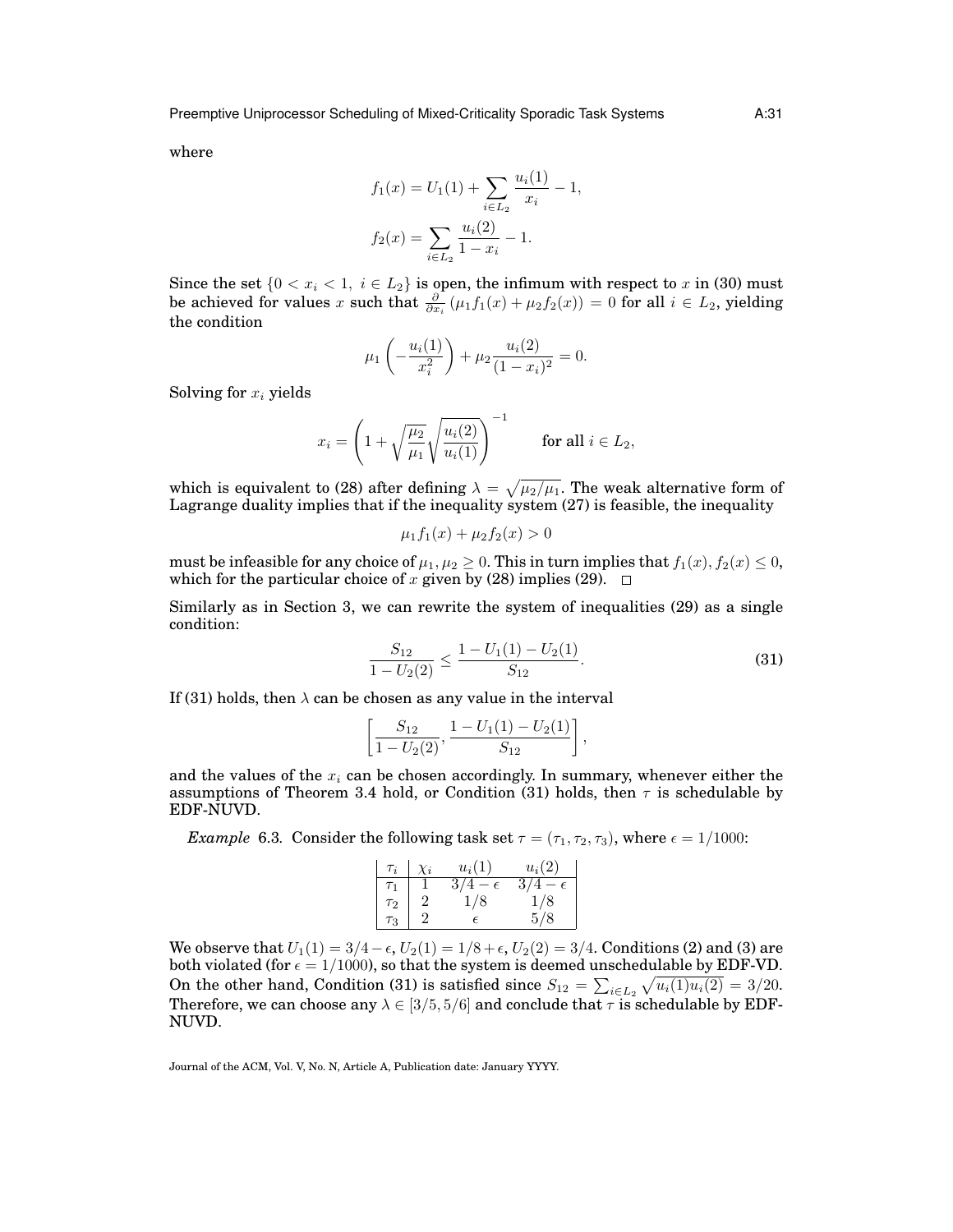where

$$f_1(x) = U_1(1) + \sum_{i \in L_2} \frac{u_i(1)}{x_i} - 1,$$

$$f_2(x) = \sum_{i \in L_2} \frac{u_i(2)}{1 - x_i} - 1.$$

Since the set $\{0 < x_i < 1,\ i \in L_2\}$ is open, the infimum with respect to $x$ in (30) must be achieved for values $x$ such that $\frac{\partial}{\partial x_i}(\mu_1 f_1(x) + \mu_2 f_2(x)) = 0$ for all $i \in L_2$, yielding the condition

$$\mu_1 \left( -\frac{u_i(1)}{x_i^2} \right) + \mu_2 \frac{u_i(2)}{(1 - x_i)^2} = 0.$$

Solving for $x_i$ yields

$$x_i = \left( 1 + \sqrt{\frac{\mu_2}{\mu_1}} \sqrt{\frac{u_i(2)}{u_i(1)}} \right)^{-1} \qquad \text{for all } i \in L_2,$$

which is equivalent to (28) after defining $\lambda = \sqrt{\mu_2/\mu_1}$. The weak alternative form of Lagrange duality implies that if the inequality system (27) is feasible, the inequality

$$\mu_1 f_1(x) + \mu_2 f_2(x) > 0$$

must be infeasible for any choice of $\mu_1, \mu_2 \geq 0$. This in turn implies that $f_1(x), f_2(x) \leq 0$, which for the particular choice of $x$ given by (28) implies (29). □

Similarly as in Section 3, we can rewrite the system of inequalities (29) as a single condition:

$$\frac{S_{12}}{1 - U_2(2)} \leq \frac{1 - U_1(1) - U_2(1)}{S_{12}}. \tag{31}$$

If (31) holds, then $\lambda$ can be chosen as any value in the interval

$$\left[ \frac{S_{12}}{1 - U_2(2)}, \frac{1 - U_1(1) - U_2(1)}{S_{12}} \right],$$

and the values of the $x_i$ can be chosen accordingly. In summary, whenever either the assumptions of Theorem 3.4 hold, or Condition (31) holds, then $\tau$ is schedulable by EDF-NUVD.

*Example* 6.3. Consider the following task set $\tau = (\tau_1, \tau_2, \tau_3)$, where $\epsilon = 1/1000$:

| $\tau_i$ | $\chi_i$ | $u_i(1)$ | $u_i(2)$ |
|---|---|---|---|
| $\tau_1$ | 1 | $3/4 - \epsilon$ | $3/4 - \epsilon$ |
| $\tau_2$ | 2 | $1/8$ | $1/8$ |
| $\tau_3$ | 2 | $\epsilon$ | $5/8$ |

We observe that $U_1(1) = 3/4 - \epsilon$, $U_2(1) = 1/8 + \epsilon$, $U_2(2) = 3/4$. Conditions (2) and (3) are both violated (for $\epsilon = 1/1000$), so that the system is deemed unschedulable by EDF-VD. On the other hand, Condition (31) is satisfied since $S_{12} = \sum_{i \in L_2} \sqrt{u_i(1) u_i(2)} = 3/20$. Therefore, we can choose any $\lambda \in [3/5, 5/6]$ and conclude that $\tau$ is schedulable by EDF-NUVD.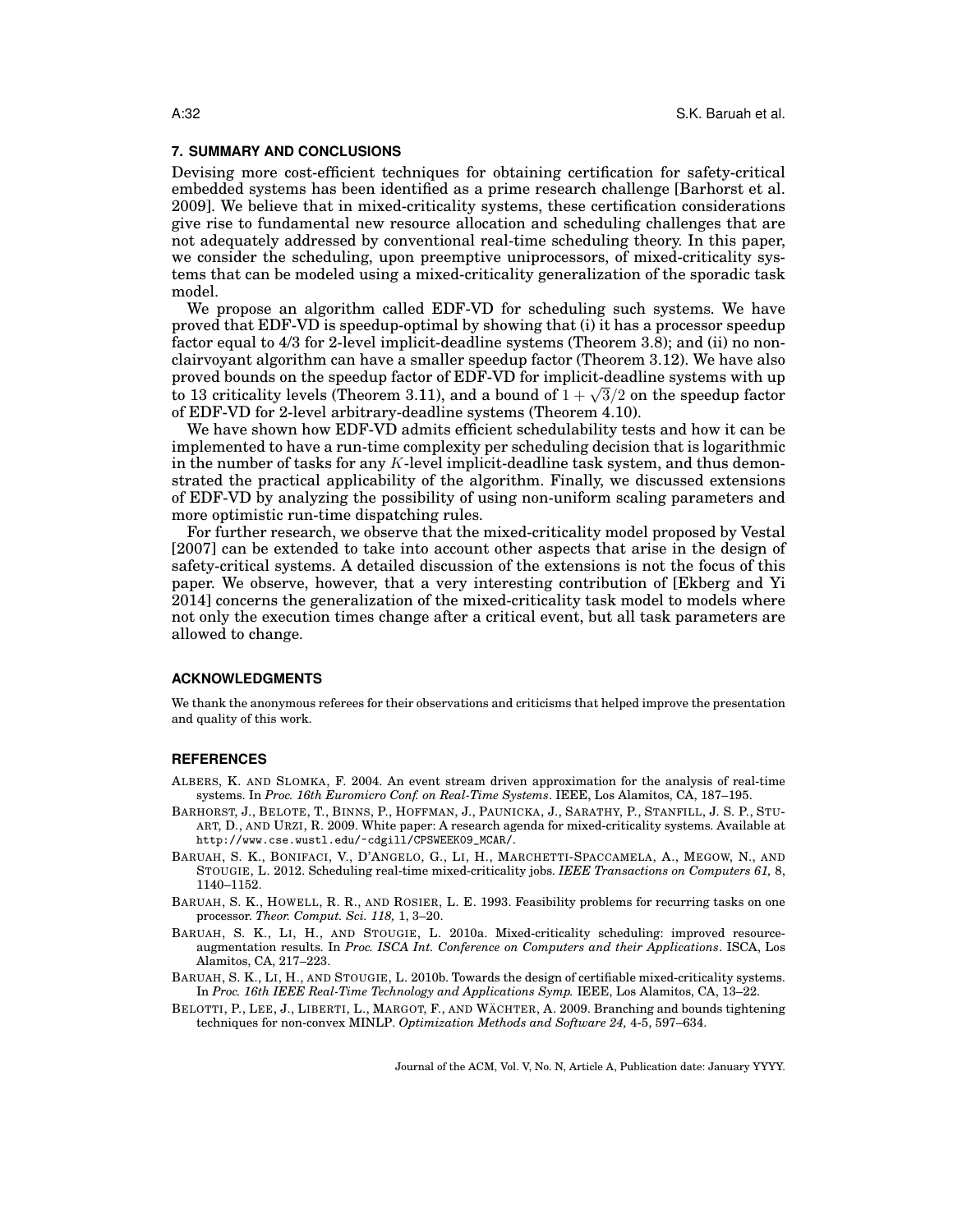## 7. SUMMARY AND CONCLUSIONS

Devising more cost-efficient techniques for obtaining certification for safety-critical embedded systems has been identified as a prime research challenge [Barhorst et al. 2009]. We believe that in mixed-criticality systems, these certification considerations give rise to fundamental new resource allocation and scheduling challenges that are not adequately addressed by conventional real-time scheduling theory. In this paper, we consider the scheduling, upon preemptive uniprocessors, of mixed-criticality systems that can be modeled using a mixed-criticality generalization of the sporadic task model.

We propose an algorithm called EDF-VD for scheduling such systems. We have proved that EDF-VD is speedup-optimal by showing that (i) it has a processor speedup factor equal to 4/3 for 2-level implicit-deadline systems (Theorem 3.8); and (ii) no non-clairvoyant algorithm can have a smaller speedup factor (Theorem 3.12). We have also proved bounds on the speedup factor of EDF-VD for implicit-deadline systems with up to 13 criticality levels (Theorem 3.11), and a bound of $1 + \sqrt{3}/2$ on the speedup factor of EDF-VD for 2-level arbitrary-deadline systems (Theorem 4.10).

We have shown how EDF-VD admits efficient schedulability tests and how it can be implemented to have a run-time complexity per scheduling decision that is logarithmic in the number of tasks for any $K$-level implicit-deadline task system, and thus demonstrated the practical applicability of the algorithm. Finally, we discussed extensions of EDF-VD by analyzing the possibility of using non-uniform scaling parameters and more optimistic run-time dispatching rules.

For further research, we observe that the mixed-criticality model proposed by Vestal [2007] can be extended to take into account other aspects that arise in the design of safety-critical systems. A detailed discussion of the extensions is not the focus of this paper. We observe, however, that a very interesting contribution of [Ekberg and Yi 2014] concerns the generalization of the mixed-criticality task model to models where not only the execution times change after a critical event, but all task parameters are allowed to change.

## ACKNOWLEDGMENTS

We thank the anonymous referees for their observations and criticisms that helped improve the presentation and quality of this work.

## REFERENCES

ALBERS, K. AND SLOMKA, F. 2004. An event stream driven approximation for the analysis of real-time systems. In *Proc. 16th Euromicro Conf. on Real-Time Systems*. IEEE, Los Alamitos, CA, 187–195.

BARHORST, J., BELOTE, T., BINNS, P., HOFFMAN, J., PAUNICKA, J., SARATHY, P., STANFILL, J. S. P., STUART, D., AND URZI, R. 2009. White paper: A research agenda for mixed-criticality systems. Available at http://www.cse.wustl.edu/~cdgill/CPSWEEK09_MCAR/.

BARUAH, S. K., BONIFACI, V., D'ANGELO, G., LI, H., MARCHETTI-SPACCAMELA, A., MEGOW, N., AND STOUGIE, L. 2012. Scheduling real-time mixed-criticality jobs. *IEEE Transactions on Computers 61,* 8, 1140–1152.

BARUAH, S. K., HOWELL, R. R., AND ROSIER, L. E. 1993. Feasibility problems for recurring tasks on one processor. *Theor. Comput. Sci. 118,* 1, 3–20.

BARUAH, S. K., LI, H., AND STOUGIE, L. 2010a. Mixed-criticality scheduling: improved resource-augmentation results. In *Proc. ISCA Int. Conference on Computers and their Applications*. ISCA, Los Alamitos, CA, 217–223.

BARUAH, S. K., LI, H., AND STOUGIE, L. 2010b. Towards the design of certifiable mixed-criticality systems. In *Proc. 16th IEEE Real-Time Technology and Applications Symp.* IEEE, Los Alamitos, CA, 13–22.

BELOTTI, P., LEE, J., LIBERTI, L., MARGOT, F., AND WÄCHTER, A. 2009. Branching and bounds tightening techniques for non-convex MINLP. *Optimization Methods and Software 24,* 4-5, 597–634.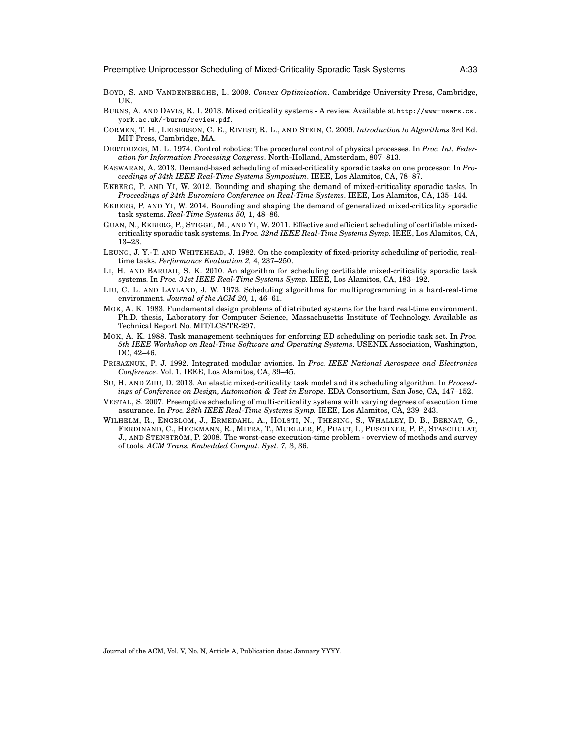BOYD, S. AND VANDENBERGHE, L. 2009. *Convex Optimization*. Cambridge University Press, Cambridge, UK.

BURNS, A. AND DAVIS, R. I. 2013. Mixed criticality systems - A review. Available at `http://www-users.cs.york.ac.uk/~burns/review.pdf`.

CORMEN, T. H., LEISERSON, C. E., RIVEST, R. L., AND STEIN, C. 2009. *Introduction to Algorithms* 3rd Ed. MIT Press, Cambridge, MA.

DERTOUZOS, M. L. 1974. Control robotics: The procedural control of physical processes. In *Proc. Int. Federation for Information Processing Congress*. North-Holland, Amsterdam, 807–813.

EASWARAN, A. 2013. Demand-based scheduling of mixed-criticality sporadic tasks on one processor. In *Proceedings of 34th IEEE Real-Time Systems Symposium*. IEEE, Los Alamitos, CA, 78–87.

EKBERG, P. AND YI, W. 2012. Bounding and shaping the demand of mixed-criticality sporadic tasks. In *Proceedings of 24th Euromicro Conference on Real-Time Systems*. IEEE, Los Alamitos, CA, 135–144.

EKBERG, P. AND YI, W. 2014. Bounding and shaping the demand of generalized mixed-criticality sporadic task systems. *Real-Time Systems 50,* 1, 48–86.

GUAN, N., EKBERG, P., STIGGE, M., AND YI, W. 2011. Effective and efficient scheduling of certifiable mixed-criticality sporadic task systems. In *Proc. 32nd IEEE Real-Time Systems Symp.* IEEE, Los Alamitos, CA, 13–23.

LEUNG, J. Y.-T. AND WHITEHEAD, J. 1982. On the complexity of fixed-priority scheduling of periodic, real-time tasks. *Performance Evaluation 2,* 4, 237–250.

LI, H. AND BARUAH, S. K. 2010. An algorithm for scheduling certifiable mixed-criticality sporadic task systems. In *Proc. 31st IEEE Real-Time Systems Symp.* IEEE, Los Alamitos, CA, 183–192.

LIU, C. L. AND LAYLAND, J. W. 1973. Scheduling algorithms for multiprogramming in a hard-real-time environment. *Journal of the ACM 20,* 1, 46–61.

MOK, A. K. 1983. Fundamental design problems of distributed systems for the hard real-time environment. Ph.D. thesis, Laboratory for Computer Science, Massachusetts Institute of Technology. Available as Technical Report No. MIT/LCS/TR-297.

MOK, A. K. 1988. Task management techniques for enforcing ED scheduling on periodic task set. In *Proc. 5th IEEE Workshop on Real-Time Software and Operating Systems*. USENIX Association, Washington, DC, 42–46.

PRISAZNUK, P. J. 1992. Integrated modular avionics. In *Proc. IEEE National Aerospace and Electronics Conference*. Vol. 1. IEEE, Los Alamitos, CA, 39–45.

SU, H. AND ZHU, D. 2013. An elastic mixed-criticality task model and its scheduling algorithm. In *Proceedings of Conference on Design, Automation & Test in Europe*. EDA Consortium, San Jose, CA, 147–152.

VESTAL, S. 2007. Preemptive scheduling of multi-criticality systems with varying degrees of execution time assurance. In *Proc. 28th IEEE Real-Time Systems Symp.* IEEE, Los Alamitos, CA, 239–243.

WILHELM, R., ENGBLOM, J., ERMEDAHL, A., HOLSTI, N., THESING, S., WHALLEY, D. B., BERNAT, G., FERDINAND, C., HECKMANN, R., MITRA, T., MUELLER, F., PUAUT, I., PUSCHNER, P. P., STASCHULAT, J., AND STENSTRÖM, P. 2008. The worst-case execution-time problem - overview of methods and survey of tools. *ACM Trans. Embedded Comput. Syst. 7,* 3, 36.